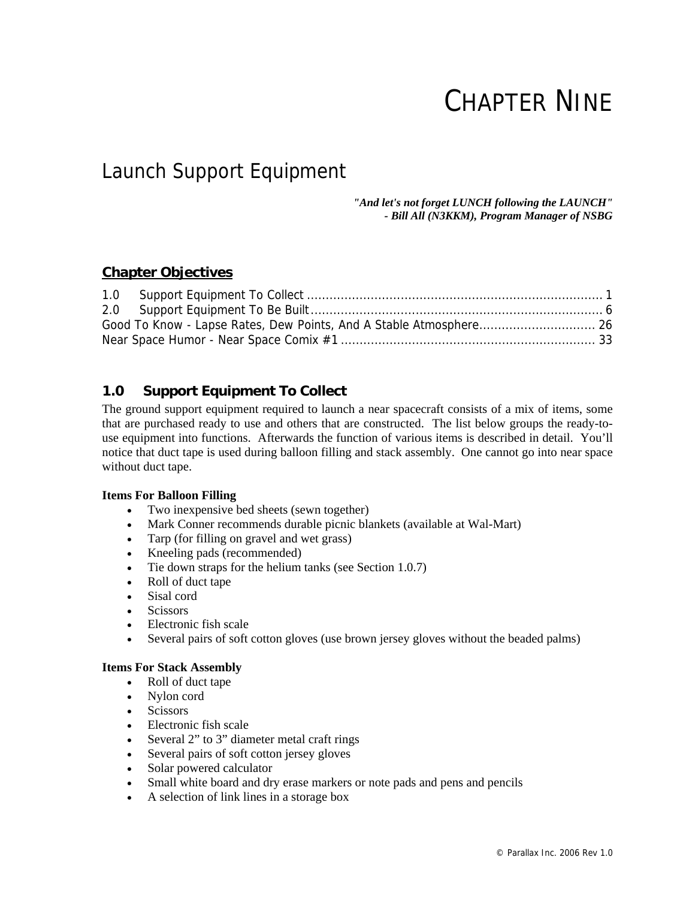# CHAPTER NINE

## Launch Support Equipment

***"And let's not forget LUNCH following the LAUNCH"***
***- Bill All (N3KKM), Program Manager of NSBG***

### Chapter Objectives

1.0 Support Equipment To Collect .............................................................................. 1
2.0 Support Equipment To Be Built............................................................................. 6
Good To Know - Lapse Rates, Dew Points, And A Stable Atmosphere............................... 26
Near Space Humor - Near Space Comix #1 ................................................................... 33

### 1.0 Support Equipment To Collect

The ground support equipment required to launch a near spacecraft consists of a mix of items, some that are purchased ready to use and others that are constructed. The list below groups the ready-to-use equipment into functions. Afterwards the function of various items is described in detail. You'll notice that duct tape is used during balloon filling and stack assembly. One cannot go into near space without duct tape.

**Items For Balloon Filling**

- Two inexpensive bed sheets (sewn together)
- Mark Conner recommends durable picnic blankets (available at Wal-Mart)
- Tarp (for filling on gravel and wet grass)
- Kneeling pads (recommended)
- Tie down straps for the helium tanks (see Section 1.0.7)
- Roll of duct tape
- Sisal cord
- Scissors
- Electronic fish scale
- Several pairs of soft cotton gloves (use brown jersey gloves without the beaded palms)

**Items For Stack Assembly**

- Roll of duct tape
- Nylon cord
- Scissors
- Electronic fish scale
- Several 2" to 3" diameter metal craft rings
- Several pairs of soft cotton jersey gloves
- Solar powered calculator
- Small white board and dry erase markers or note pads and pens and pencils
- A selection of link lines in a storage box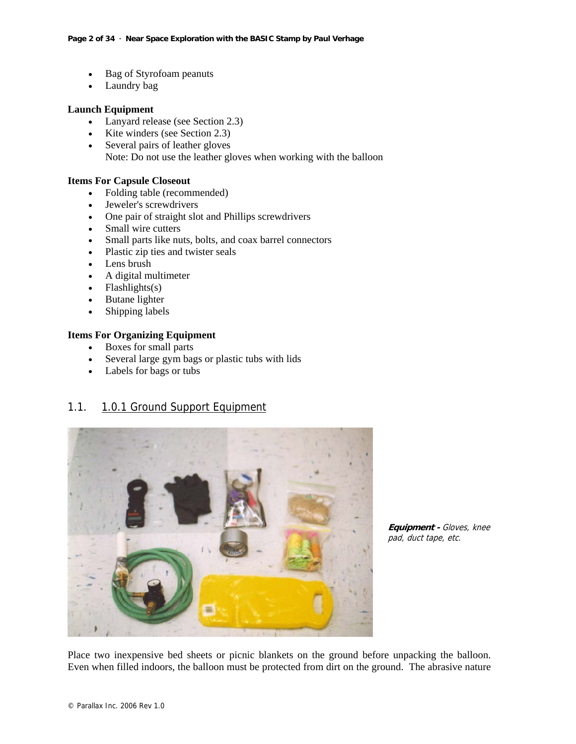- Bag of Styrofoam peanuts
- Laundry bag

**Launch Equipment**

- Lanyard release (see Section 2.3)
- Kite winders (see Section 2.3)
- Several pairs of leather gloves
  Note: Do not use the leather gloves when working with the balloon

**Items For Capsule Closeout**

- Folding table (recommended)
- Jeweler's screwdrivers
- One pair of straight slot and Phillips screwdrivers
- Small wire cutters
- Small parts like nuts, bolts, and coax barrel connectors
- Plastic zip ties and twister seals
- Lens brush
- A digital multimeter
- Flashlights(s)
- Butane lighter
- Shipping labels

**Items For Organizing Equipment**

- Boxes for small parts
- Several large gym bags or plastic tubs with lids
- Labels for bags or tubs

## 1.1. 1.0.1 Ground Support Equipment

***Equipment -** Gloves, knee pad, duct tape, etc.*

Place two inexpensive bed sheets or picnic blankets on the ground before unpacking the balloon. Even when filled indoors, the balloon must be protected from dirt on the ground. The abrasive nature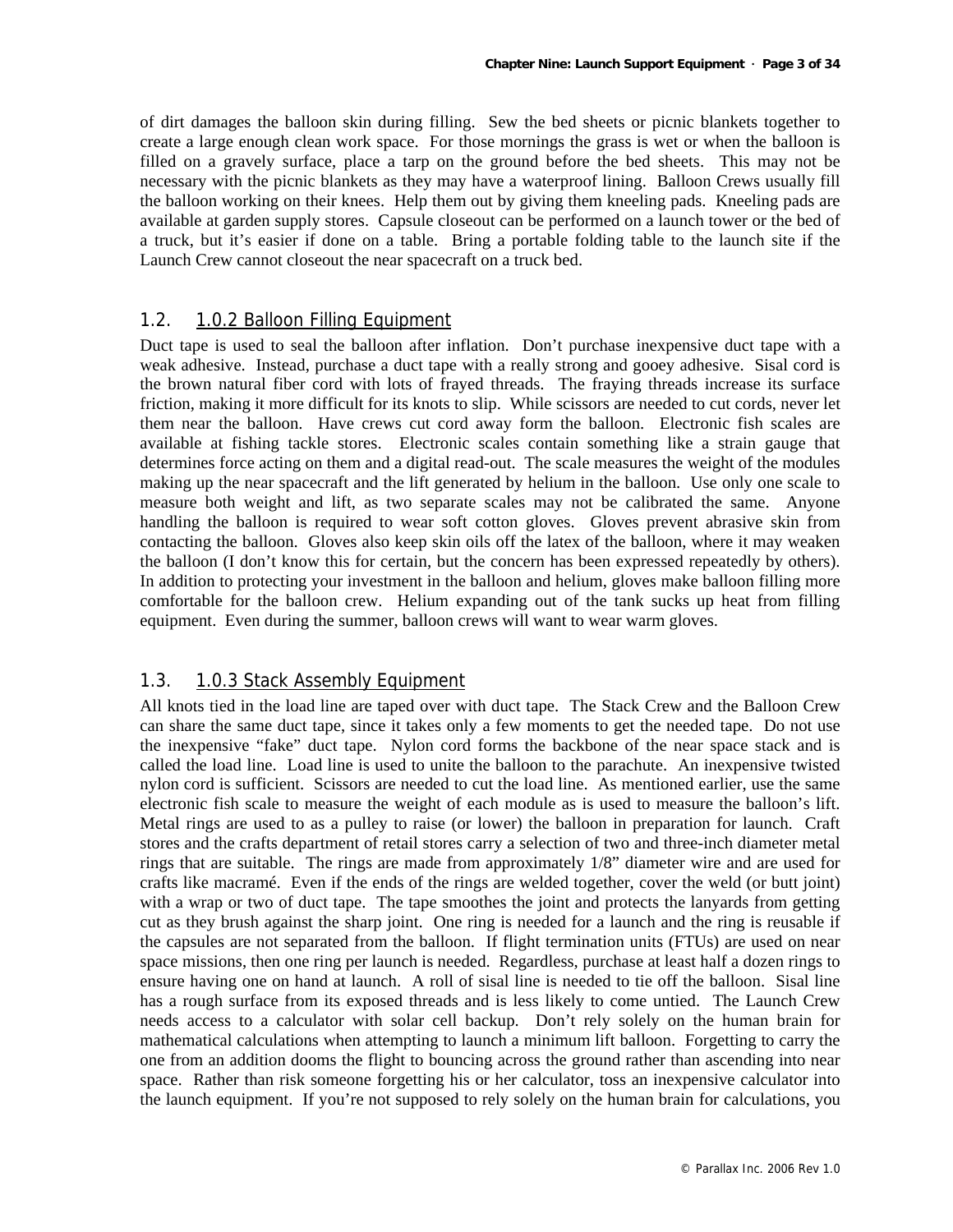of dirt damages the balloon skin during filling. Sew the bed sheets or picnic blankets together to create a large enough clean work space. For those mornings the grass is wet or when the balloon is filled on a gravely surface, place a tarp on the ground before the bed sheets. This may not be necessary with the picnic blankets as they may have a waterproof lining. Balloon Crews usually fill the balloon working on their knees. Help them out by giving them kneeling pads. Kneeling pads are available at garden supply stores. Capsule closeout can be performed on a launch tower or the bed of a truck, but it's easier if done on a table. Bring a portable folding table to the launch site if the Launch Crew cannot closeout the near spacecraft on a truck bed.

## 1.2. 1.0.2 Balloon Filling Equipment

Duct tape is used to seal the balloon after inflation. Don't purchase inexpensive duct tape with a weak adhesive. Instead, purchase a duct tape with a really strong and gooey adhesive. Sisal cord is the brown natural fiber cord with lots of frayed threads. The fraying threads increase its surface friction, making it more difficult for its knots to slip. While scissors are needed to cut cords, never let them near the balloon. Have crews cut cord away form the balloon. Electronic fish scales are available at fishing tackle stores. Electronic scales contain something like a strain gauge that determines force acting on them and a digital read-out. The scale measures the weight of the modules making up the near spacecraft and the lift generated by helium in the balloon. Use only one scale to measure both weight and lift, as two separate scales may not be calibrated the same. Anyone handling the balloon is required to wear soft cotton gloves. Gloves prevent abrasive skin from contacting the balloon. Gloves also keep skin oils off the latex of the balloon, where it may weaken the balloon (I don't know this for certain, but the concern has been expressed repeatedly by others). In addition to protecting your investment in the balloon and helium, gloves make balloon filling more comfortable for the balloon crew. Helium expanding out of the tank sucks up heat from filling equipment. Even during the summer, balloon crews will want to wear warm gloves.

## 1.3. 1.0.3 Stack Assembly Equipment

All knots tied in the load line are taped over with duct tape. The Stack Crew and the Balloon Crew can share the same duct tape, since it takes only a few moments to get the needed tape. Do not use the inexpensive "fake" duct tape. Nylon cord forms the backbone of the near space stack and is called the load line. Load line is used to unite the balloon to the parachute. An inexpensive twisted nylon cord is sufficient. Scissors are needed to cut the load line. As mentioned earlier, use the same electronic fish scale to measure the weight of each module as is used to measure the balloon's lift. Metal rings are used to as a pulley to raise (or lower) the balloon in preparation for launch. Craft stores and the crafts department of retail stores carry a selection of two and three-inch diameter metal rings that are suitable. The rings are made from approximately 1/8" diameter wire and are used for crafts like macramé. Even if the ends of the rings are welded together, cover the weld (or butt joint) with a wrap or two of duct tape. The tape smoothes the joint and protects the lanyards from getting cut as they brush against the sharp joint. One ring is needed for a launch and the ring is reusable if the capsules are not separated from the balloon. If flight termination units (FTUs) are used on near space missions, then one ring per launch is needed. Regardless, purchase at least half a dozen rings to ensure having one on hand at launch. A roll of sisal line is needed to tie off the balloon. Sisal line has a rough surface from its exposed threads and is less likely to come untied. The Launch Crew needs access to a calculator with solar cell backup. Don't rely solely on the human brain for mathematical calculations when attempting to launch a minimum lift balloon. Forgetting to carry the one from an addition dooms the flight to bouncing across the ground rather than ascending into near space. Rather than risk someone forgetting his or her calculator, toss an inexpensive calculator into the launch equipment. If you're not supposed to rely solely on the human brain for calculations, you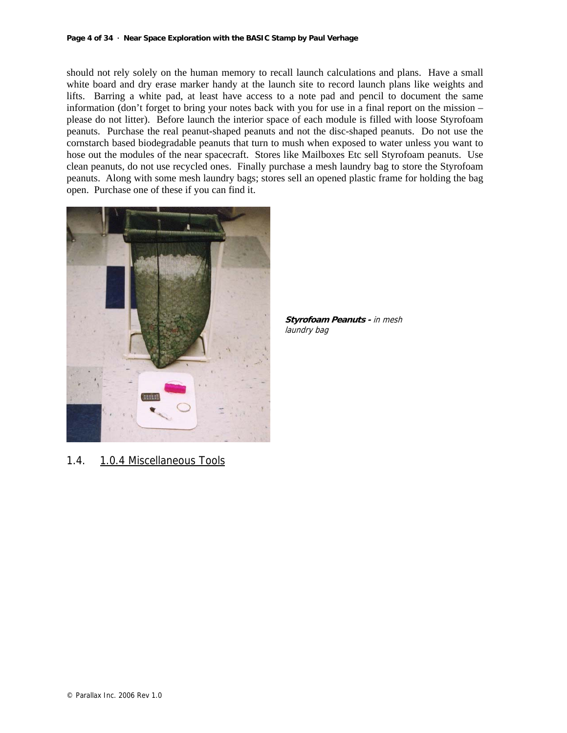should not rely solely on the human memory to recall launch calculations and plans. Have a small white board and dry erase marker handy at the launch site to record launch plans like weights and lifts. Barring a white pad, at least have access to a note pad and pencil to document the same information (don't forget to bring your notes back with you for use in a final report on the mission – please do not litter). Before launch the interior space of each module is filled with loose Styrofoam peanuts. Purchase the real peanut-shaped peanuts and not the disc-shaped peanuts. Do not use the cornstarch based biodegradable peanuts that turn to mush when exposed to water unless you want to hose out the modules of the near spacecraft. Stores like Mailboxes Etc sell Styrofoam peanuts. Use clean peanuts, do not use recycled ones. Finally purchase a mesh laundry bag to store the Styrofoam peanuts. Along with some mesh laundry bags; stores sell an opened plastic frame for holding the bag open. Purchase one of these if you can find it.

***Styrofoam Peanuts -*** *in mesh laundry bag*

## 1.4. 1.0.4 Miscellaneous Tools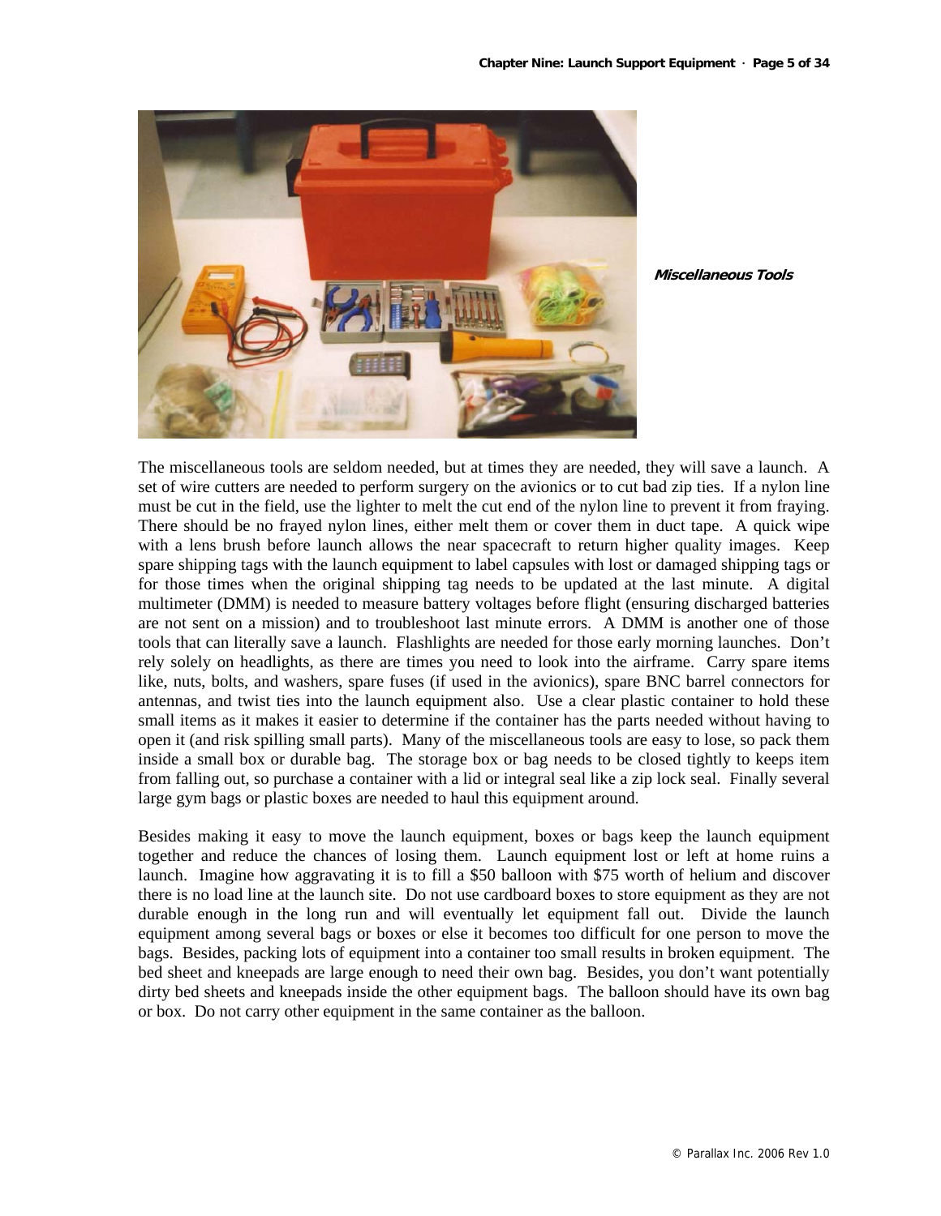*Miscellaneous Tools*

The miscellaneous tools are seldom needed, but at times they are needed, they will save a launch. A set of wire cutters are needed to perform surgery on the avionics or to cut bad zip ties. If a nylon line must be cut in the field, use the lighter to melt the cut end of the nylon line to prevent it from fraying. There should be no frayed nylon lines, either melt them or cover them in duct tape. A quick wipe with a lens brush before launch allows the near spacecraft to return higher quality images. Keep spare shipping tags with the launch equipment to label capsules with lost or damaged shipping tags or for those times when the original shipping tag needs to be updated at the last minute. A digital multimeter (DMM) is needed to measure battery voltages before flight (ensuring discharged batteries are not sent on a mission) and to troubleshoot last minute errors. A DMM is another one of those tools that can literally save a launch. Flashlights are needed for those early morning launches. Don't rely solely on headlights, as there are times you need to look into the airframe. Carry spare items like, nuts, bolts, and washers, spare fuses (if used in the avionics), spare BNC barrel connectors for antennas, and twist ties into the launch equipment also. Use a clear plastic container to hold these small items as it makes it easier to determine if the container has the parts needed without having to open it (and risk spilling small parts). Many of the miscellaneous tools are easy to lose, so pack them inside a small box or durable bag. The storage box or bag needs to be closed tightly to keeps item from falling out, so purchase a container with a lid or integral seal like a zip lock seal. Finally several large gym bags or plastic boxes are needed to haul this equipment around.

Besides making it easy to move the launch equipment, boxes or bags keep the launch equipment together and reduce the chances of losing them. Launch equipment lost or left at home ruins a launch. Imagine how aggravating it is to fill a $50 balloon with $75 worth of helium and discover there is no load line at the launch site. Do not use cardboard boxes to store equipment as they are not durable enough in the long run and will eventually let equipment fall out. Divide the launch equipment among several bags or boxes or else it becomes too difficult for one person to move the bags. Besides, packing lots of equipment into a container too small results in broken equipment. The bed sheet and kneepads are large enough to need their own bag. Besides, you don't want potentially dirty bed sheets and kneepads inside the other equipment bags. The balloon should have its own bag or box. Do not carry other equipment in the same container as the balloon.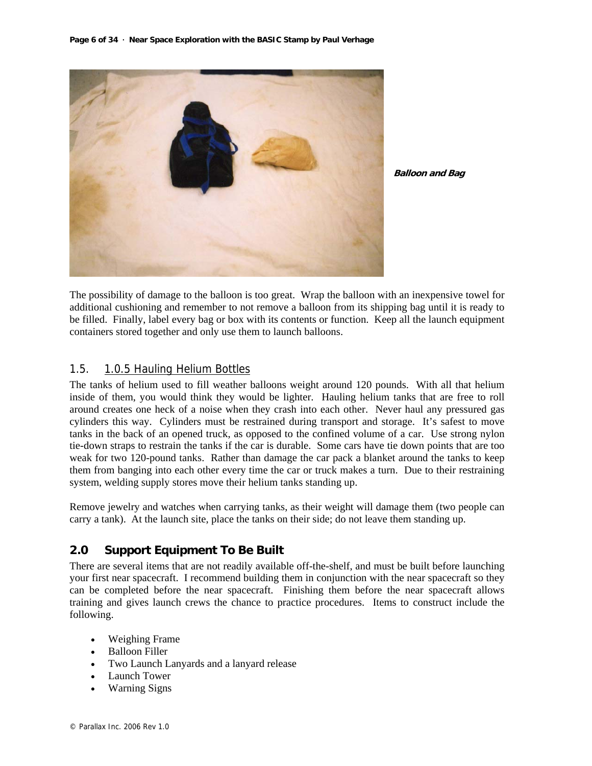*Balloon and Bag*

The possibility of damage to the balloon is too great. Wrap the balloon with an inexpensive towel for additional cushioning and remember to not remove a balloon from its shipping bag until it is ready to be filled. Finally, label every bag or box with its contents or function. Keep all the launch equipment containers stored together and only use them to launch balloons.

### 1.5. 1.0.5 Hauling Helium Bottles

The tanks of helium used to fill weather balloons weight around 120 pounds. With all that helium inside of them, you would think they would be lighter. Hauling helium tanks that are free to roll around creates one heck of a noise when they crash into each other. Never haul any pressured gas cylinders this way. Cylinders must be restrained during transport and storage. It's safest to move tanks in the back of an opened truck, as opposed to the confined volume of a car. Use strong nylon tie-down straps to restrain the tanks if the car is durable. Some cars have tie down points that are too weak for two 120-pound tanks. Rather than damage the car pack a blanket around the tanks to keep them from banging into each other every time the car or truck makes a turn. Due to their restraining system, welding supply stores move their helium tanks standing up.

Remove jewelry and watches when carrying tanks, as their weight will damage them (two people can carry a tank). At the launch site, place the tanks on their side; do not leave them standing up.

## 2.0 Support Equipment To Be Built

There are several items that are not readily available off-the-shelf, and must be built before launching your first near spacecraft. I recommend building them in conjunction with the near spacecraft so they can be completed before the near spacecraft. Finishing them before the near spacecraft allows training and gives launch crews the chance to practice procedures. Items to construct include the following.

- Weighing Frame
- Balloon Filler
- Two Launch Lanyards and a lanyard release
- Launch Tower
- Warning Signs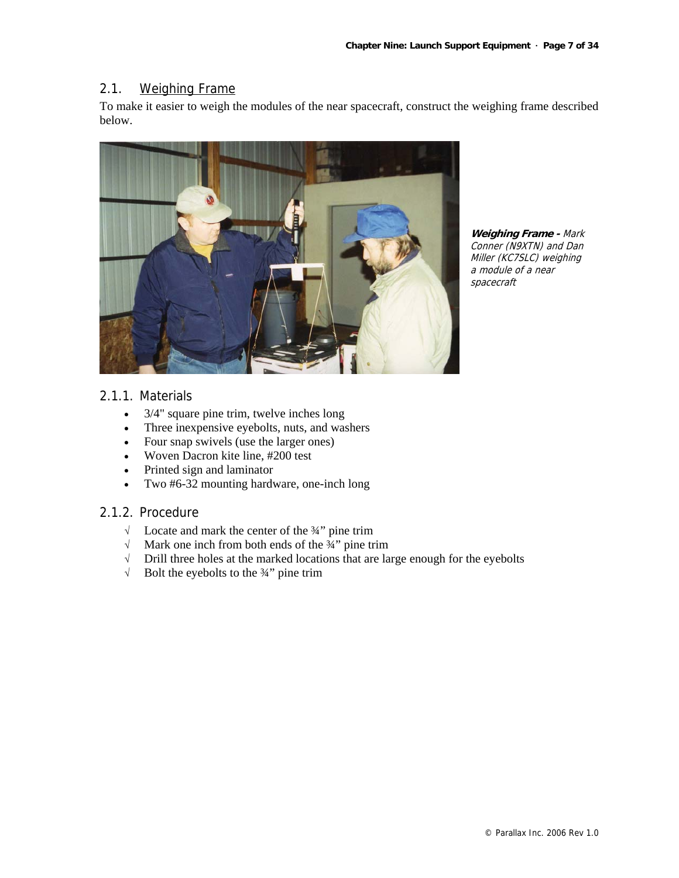## 2.1. Weighing Frame

To make it easier to weigh the modules of the near spacecraft, construct the weighing frame described below.

***Weighing Frame** - Mark Conner (N9XTN) and Dan Miller (KC7SLC) weighing a module of a near spacecraft*

### 2.1.1. Materials

- 3/4" square pine trim, twelve inches long
- Three inexpensive eyebolts, nuts, and washers
- Four snap swivels (use the larger ones)
- Woven Dacron kite line, #200 test
- Printed sign and laminator
- Two #6-32 mounting hardware, one-inch long

### 2.1.2. Procedure

- √ Locate and mark the center of the ¾" pine trim
- √ Mark one inch from both ends of the ¾" pine trim
- √ Drill three holes at the marked locations that are large enough for the eyebolts
- √ Bolt the eyebolts to the ¾" pine trim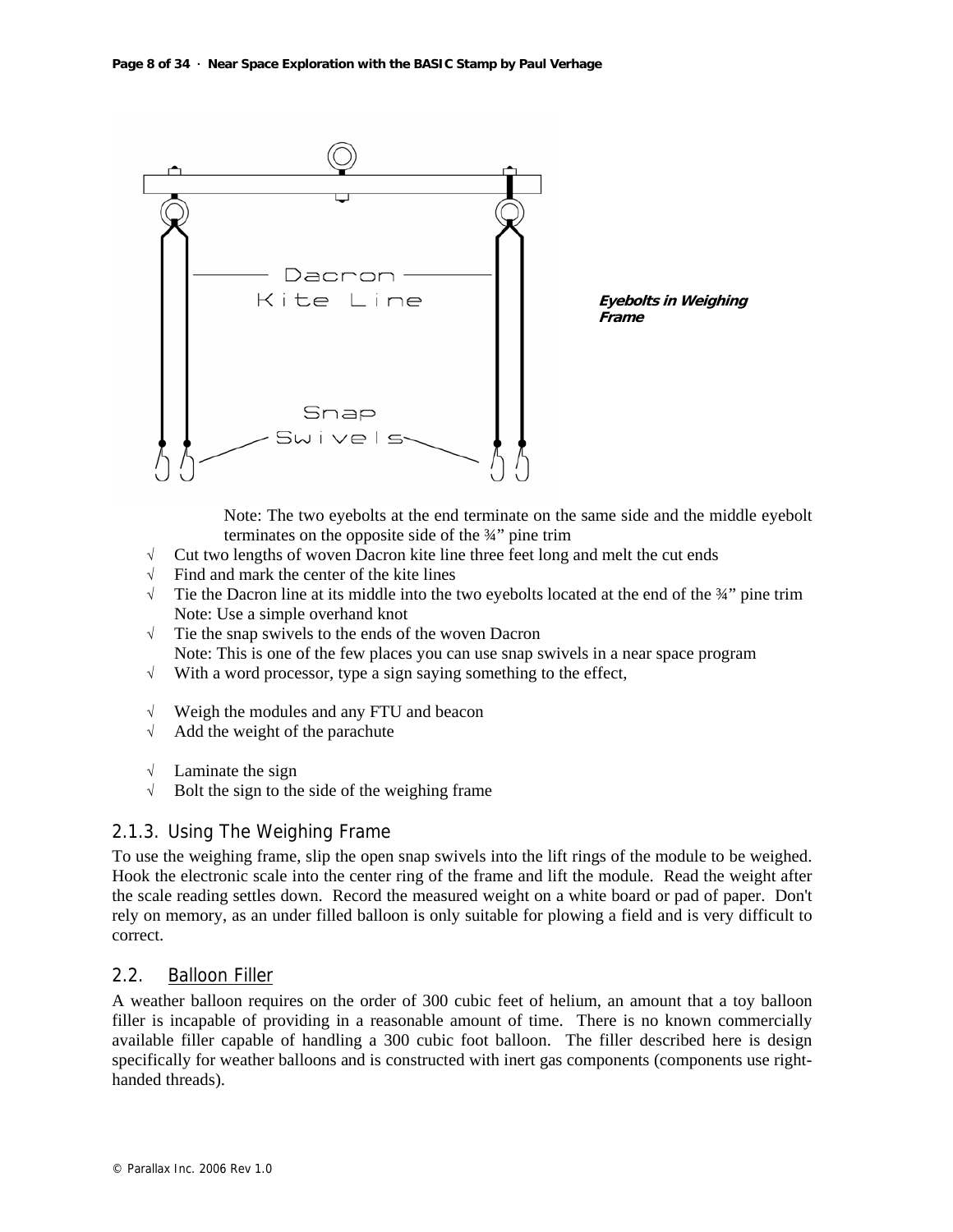*Eyebolts in Weighing Frame*

Note: The two eyebolts at the end terminate on the same side and the middle eyebolt terminates on the opposite side of the ¾" pine trim

- √ Cut two lengths of woven Dacron kite line three feet long and melt the cut ends
- √ Find and mark the center of the kite lines
- √ Tie the Dacron line at its middle into the two eyebolts located at the end of the ¾" pine trim
  Note: Use a simple overhand knot
- √ Tie the snap swivels to the ends of the woven Dacron
  Note: This is one of the few places you can use snap swivels in a near space program
- √ With a word processor, type a sign saying something to the effect,

- √ Weigh the modules and any FTU and beacon
- √ Add the weight of the parachute

- √ Laminate the sign
- √ Bolt the sign to the side of the weighing frame

### 2.1.3. Using The Weighing Frame

To use the weighing frame, slip the open snap swivels into the lift rings of the module to be weighed. Hook the electronic scale into the center ring of the frame and lift the module. Read the weight after the scale reading settles down. Record the measured weight on a white board or pad of paper. Don't rely on memory, as an under filled balloon is only suitable for plowing a field and is very difficult to correct.

## 2.2. Balloon Filler

A weather balloon requires on the order of 300 cubic feet of helium, an amount that a toy balloon filler is incapable of providing in a reasonable amount of time. There is no known commercially available filler capable of handling a 300 cubic foot balloon. The filler described here is design specifically for weather balloons and is constructed with inert gas components (components use right-handed threads).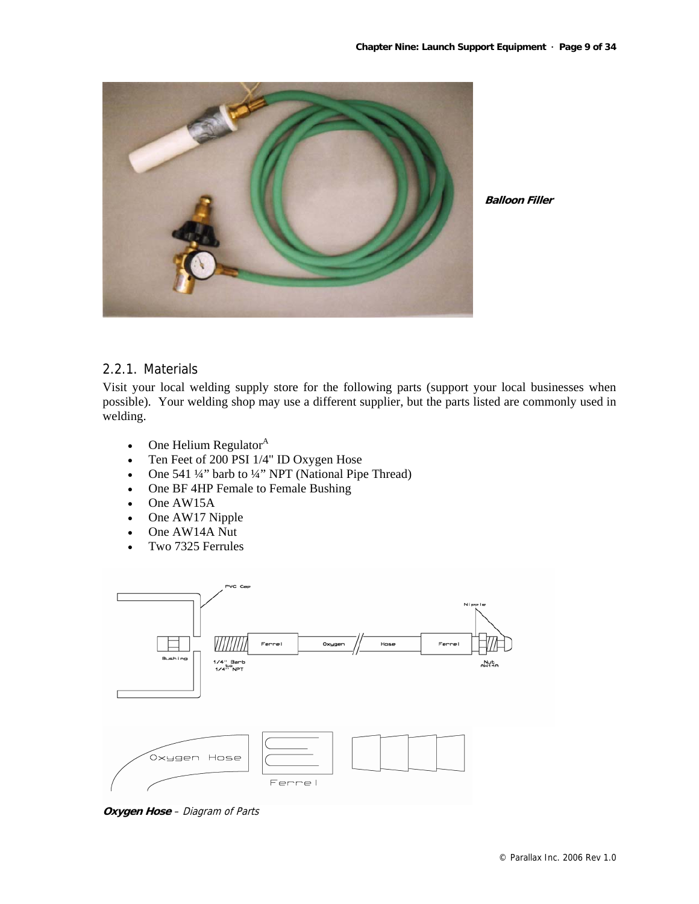Balloon Filler

### 2.2.1. Materials

Visit your local welding supply store for the following parts (support your local businesses when possible). Your welding shop may use a different supplier, but the parts listed are commonly used in welding.

- One Helium Regulator[A]
- Ten Feet of 200 PSI 1/4" ID Oxygen Hose
- One 541 ¼" barb to ¼" NPT (National Pipe Thread)
- One BF 4HP Female to Female Bushing
- One AW15A
- One AW17 Nipple
- One AW14A Nut
- Two 7325 Ferrules

***Oxygen Hose*** *– Diagram of Parts*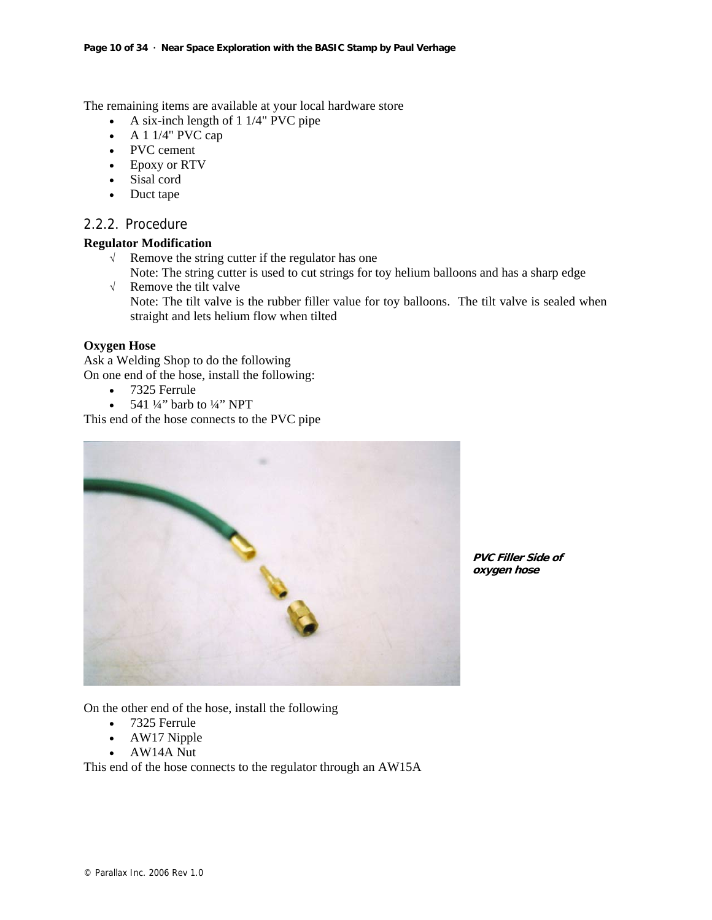The remaining items are available at your local hardware store

- A six-inch length of 1 1/4" PVC pipe
- A 1 1/4" PVC cap
- PVC cement
- Epoxy or RTV
- Sisal cord
- Duct tape

### 2.2.2. Procedure

**Regulator Modification**

√ Remove the string cutter if the regulator has one
Note: The string cutter is used to cut strings for toy helium balloons and has a sharp edge

√ Remove the tilt valve
Note: The tilt valve is the rubber filler value for toy balloons. The tilt valve is sealed when straight and lets helium flow when tilted

**Oxygen Hose**

Ask a Welding Shop to do the following
On one end of the hose, install the following:

- 7325 Ferrule
- 541 ¼" barb to ¼" NPT

This end of the hose connects to the PVC pipe

***PVC Filler Side of oxygen hose***

On the other end of the hose, install the following

- 7325 Ferrule
- AW17 Nipple
- AW14A Nut

This end of the hose connects to the regulator through an AW15A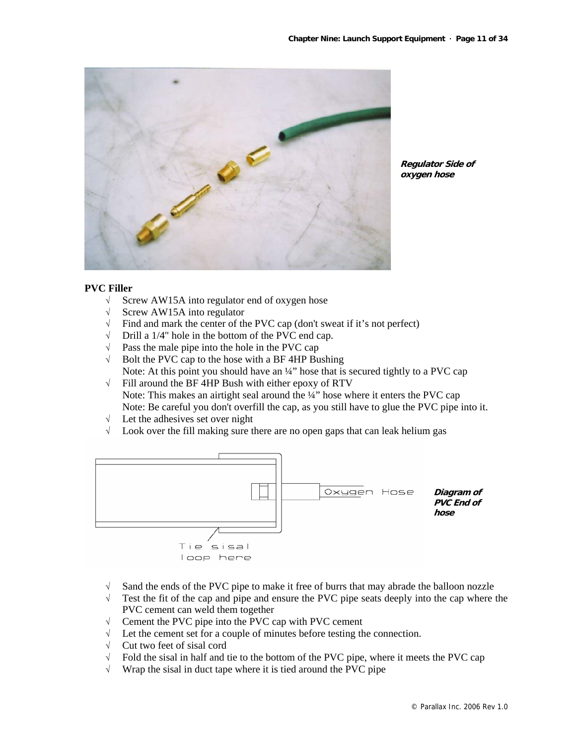*Regulator Side of oxygen hose*

**PVC Filler**

- √ Screw AW15A into regulator end of oxygen hose
- √ Screw AW15A into regulator
- √ Find and mark the center of the PVC cap (don't sweat if it's not perfect)
- √ Drill a 1/4" hole in the bottom of the PVC end cap.
- √ Pass the male pipe into the hole in the PVC cap
- √ Bolt the PVC cap to the hose with a BF 4HP Bushing
  Note: At this point you should have an ¼" hose that is secured tightly to a PVC cap
- √ Fill around the BF 4HP Bush with either epoxy of RTV
  Note: This makes an airtight seal around the ¼" hose where it enters the PVC cap
  Note: Be careful you don't overfill the cap, as you still have to glue the PVC pipe into it.
- √ Let the adhesives set over night
- √ Look over the fill making sure there are no open gaps that can leak helium gas

*Diagram of PVC End of hose*

- √ Sand the ends of the PVC pipe to make it free of burrs that may abrade the balloon nozzle
- √ Test the fit of the cap and pipe and ensure the PVC pipe seats deeply into the cap where the PVC cement can weld them together
- √ Cement the PVC pipe into the PVC cap with PVC cement
- √ Let the cement set for a couple of minutes before testing the connection.
- √ Cut two feet of sisal cord
- √ Fold the sisal in half and tie to the bottom of the PVC pipe, where it meets the PVC cap
- √ Wrap the sisal in duct tape where it is tied around the PVC pipe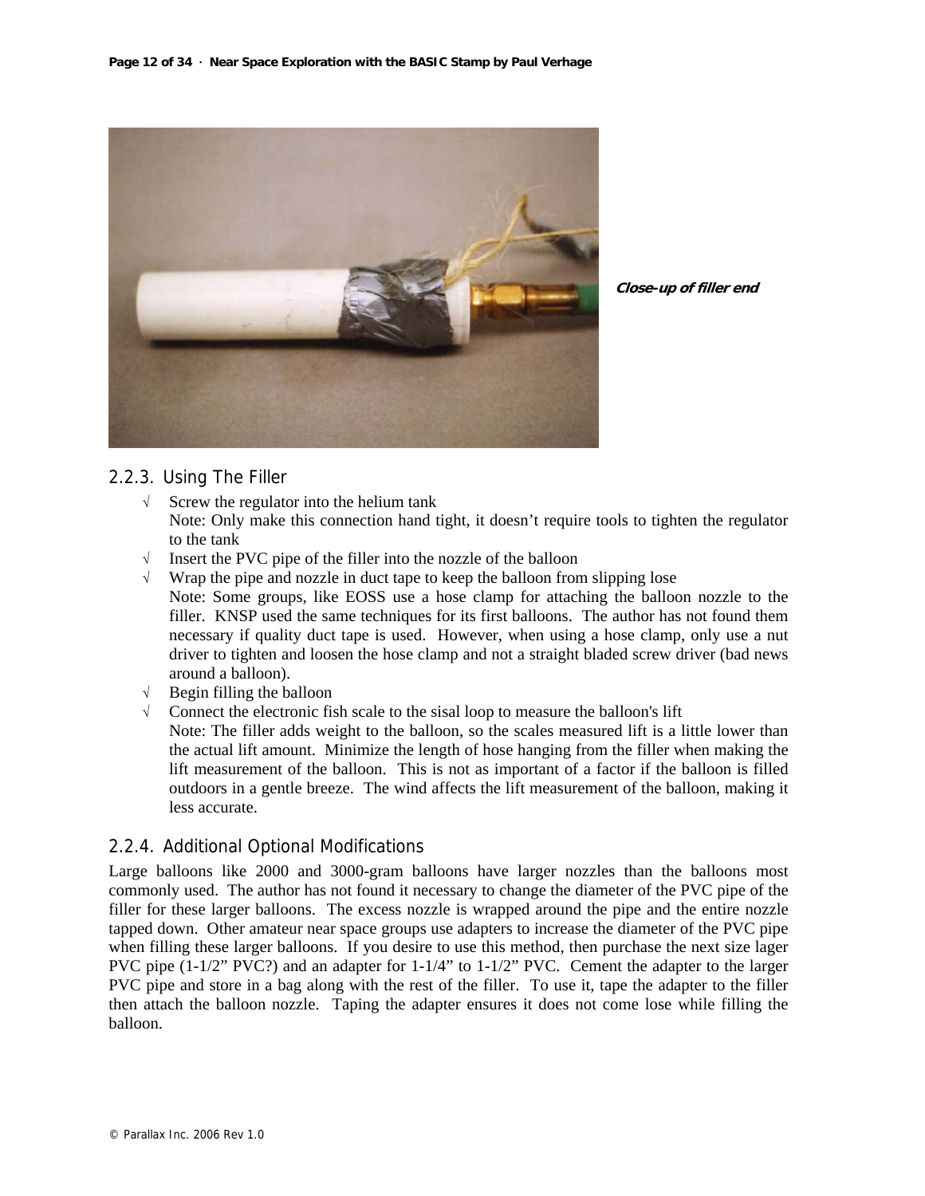*Close-up of filler end*

## 2.2.3. Using The Filler

- √ Screw the regulator into the helium tank
  Note: Only make this connection hand tight, it doesn't require tools to tighten the regulator to the tank
- √ Insert the PVC pipe of the filler into the nozzle of the balloon
- √ Wrap the pipe and nozzle in duct tape to keep the balloon from slipping lose
  Note: Some groups, like EOSS use a hose clamp for attaching the balloon nozzle to the filler. KNSP used the same techniques for its first balloons. The author has not found them necessary if quality duct tape is used. However, when using a hose clamp, only use a nut driver to tighten and loosen the hose clamp and not a straight bladed screw driver (bad news around a balloon).
- √ Begin filling the balloon
- √ Connect the electronic fish scale to the sisal loop to measure the balloon's lift
  Note: The filler adds weight to the balloon, so the scales measured lift is a little lower than the actual lift amount. Minimize the length of hose hanging from the filler when making the lift measurement of the balloon. This is not as important of a factor if the balloon is filled outdoors in a gentle breeze. The wind affects the lift measurement of the balloon, making it less accurate.

## 2.2.4. Additional Optional Modifications

Large balloons like 2000 and 3000-gram balloons have larger nozzles than the balloons most commonly used. The author has not found it necessary to change the diameter of the PVC pipe of the filler for these larger balloons. The excess nozzle is wrapped around the pipe and the entire nozzle tapped down. Other amateur near space groups use adapters to increase the diameter of the PVC pipe when filling these larger balloons. If you desire to use this method, then purchase the next size lager PVC pipe (1-1/2" PVC?) and an adapter for 1-1/4" to 1-1/2" PVC. Cement the adapter to the larger PVC pipe and store in a bag along with the rest of the filler. To use it, tape the adapter to the filler then attach the balloon nozzle. Taping the adapter ensures it does not come lose while filling the balloon.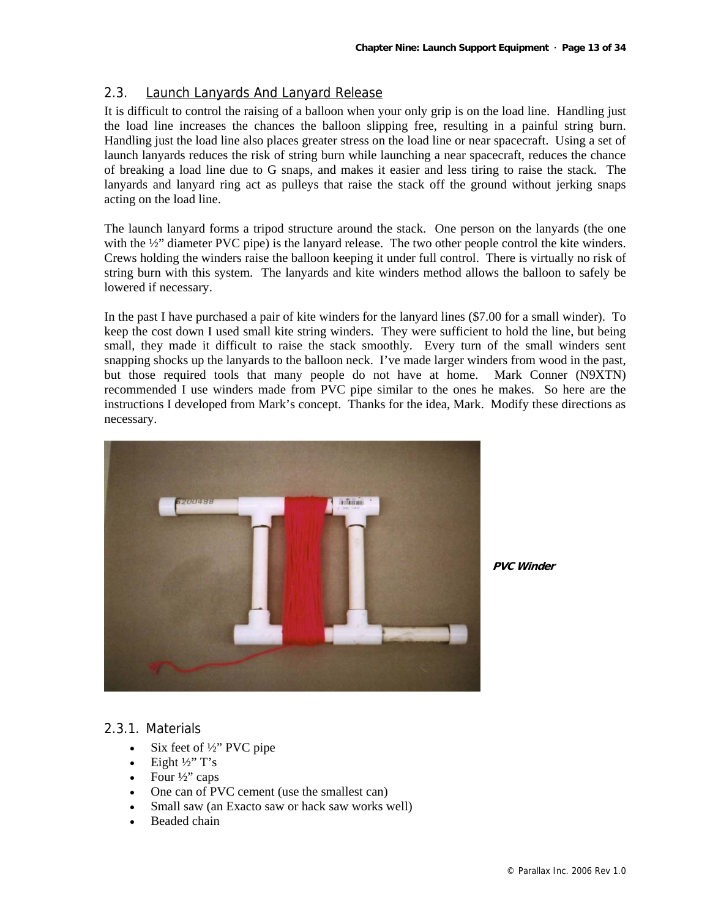## 2.3. Launch Lanyards And Lanyard Release

It is difficult to control the raising of a balloon when your only grip is on the load line. Handling just the load line increases the chances the balloon slipping free, resulting in a painful string burn. Handling just the load line also places greater stress on the load line or near spacecraft. Using a set of launch lanyards reduces the risk of string burn while launching a near spacecraft, reduces the chance of breaking a load line due to G snaps, and makes it easier and less tiring to raise the stack. The lanyards and lanyard ring act as pulleys that raise the stack off the ground without jerking snaps acting on the load line.

The launch lanyard forms a tripod structure around the stack. One person on the lanyards (the one with the ½" diameter PVC pipe) is the lanyard release. The two other people control the kite winders. Crews holding the winders raise the balloon keeping it under full control. There is virtually no risk of string burn with this system. The lanyards and kite winders method allows the balloon to safely be lowered if necessary.

In the past I have purchased a pair of kite winders for the lanyard lines ($7.00 for a small winder). To keep the cost down I used small kite string winders. They were sufficient to hold the line, but being small, they made it difficult to raise the stack smoothly. Every turn of the small winders sent snapping shocks up the lanyards to the balloon neck. I've made larger winders from wood in the past, but those required tools that many people do not have at home. Mark Conner (N9XTN) recommended I use winders made from PVC pipe similar to the ones he makes. So here are the instructions I developed from Mark's concept. Thanks for the idea, Mark. Modify these directions as necessary.

***PVC Winder***

### 2.3.1. Materials

- Six feet of ½" PVC pipe
- Eight ½" T's
- Four ½" caps
- One can of PVC cement (use the smallest can)
- Small saw (an Exacto saw or hack saw works well)
- Beaded chain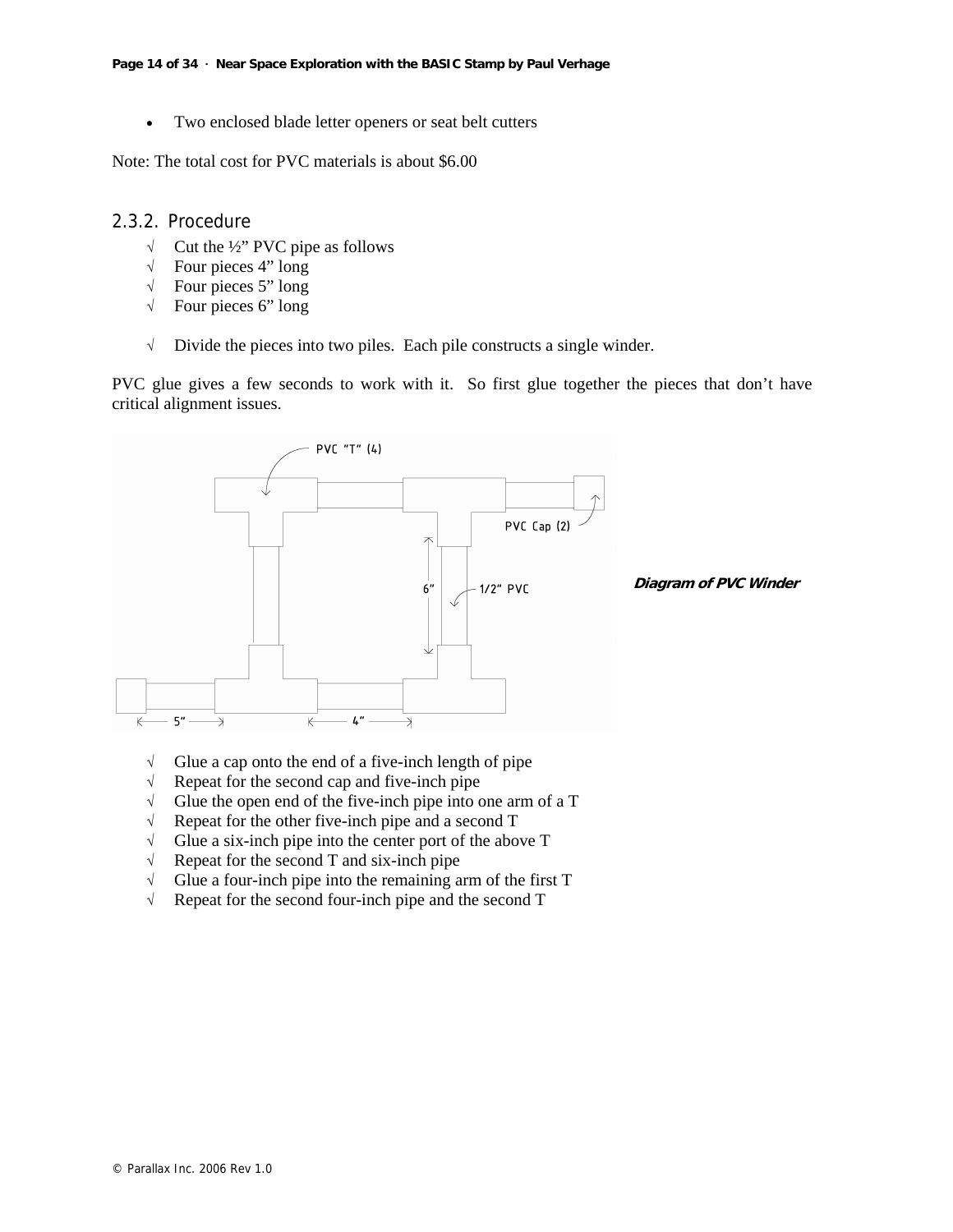- Two enclosed blade letter openers or seat belt cutters

Note: The total cost for PVC materials is about $6.00

### 2.3.2. Procedure

- √ Cut the ½" PVC pipe as follows
- √ Four pieces 4" long
- √ Four pieces 5" long
- √ Four pieces 6" long

- √ Divide the pieces into two piles. Each pile constructs a single winder.

PVC glue gives a few seconds to work with it. So first glue together the pieces that don't have critical alignment issues.

PVC "T" (4)

PVC Cap (2)

6"

1/2" PVC

5"

4"

***Diagram of PVC Winder***

- √ Glue a cap onto the end of a five-inch length of pipe
- √ Repeat for the second cap and five-inch pipe
- √ Glue the open end of the five-inch pipe into one arm of a T
- √ Repeat for the other five-inch pipe and a second T
- √ Glue a six-inch pipe into the center port of the above T
- √ Repeat for the second T and six-inch pipe
- √ Glue a four-inch pipe into the remaining arm of the first T
- √ Repeat for the second four-inch pipe and the second T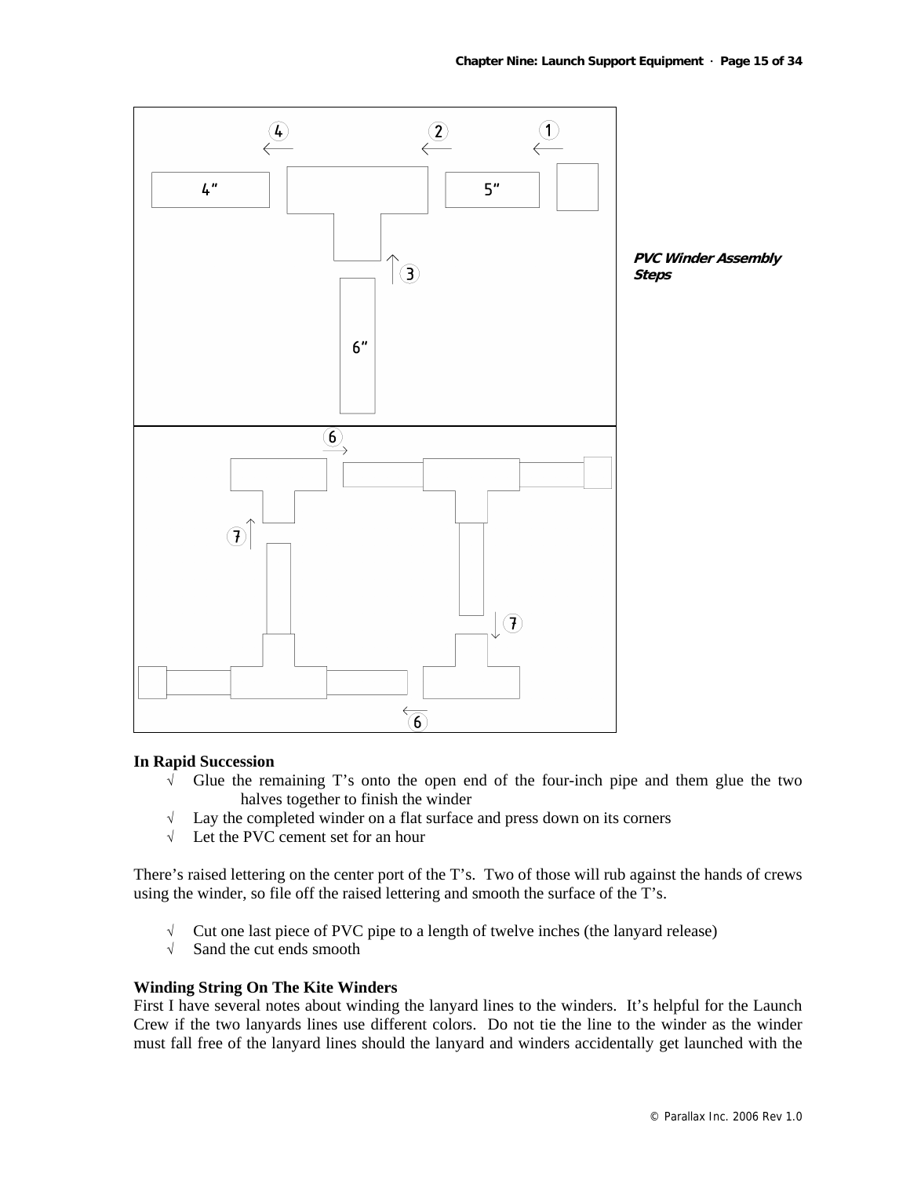*PVC Winder Assembly Steps*

**In Rapid Succession**

- √ Glue the remaining T's onto the open end of the four-inch pipe and them glue the two halves together to finish the winder
- √ Lay the completed winder on a flat surface and press down on its corners
- √ Let the PVC cement set for an hour

There's raised lettering on the center port of the T's. Two of those will rub against the hands of crews using the winder, so file off the raised lettering and smooth the surface of the T's.

- √ Cut one last piece of PVC pipe to a length of twelve inches (the lanyard release)
- √ Sand the cut ends smooth

**Winding String On The Kite Winders**

First I have several notes about winding the lanyard lines to the winders. It's helpful for the Launch Crew if the two lanyards lines use different colors. Do not tie the line to the winder as the winder must fall free of the lanyard lines should the lanyard and winders accidentally get launched with the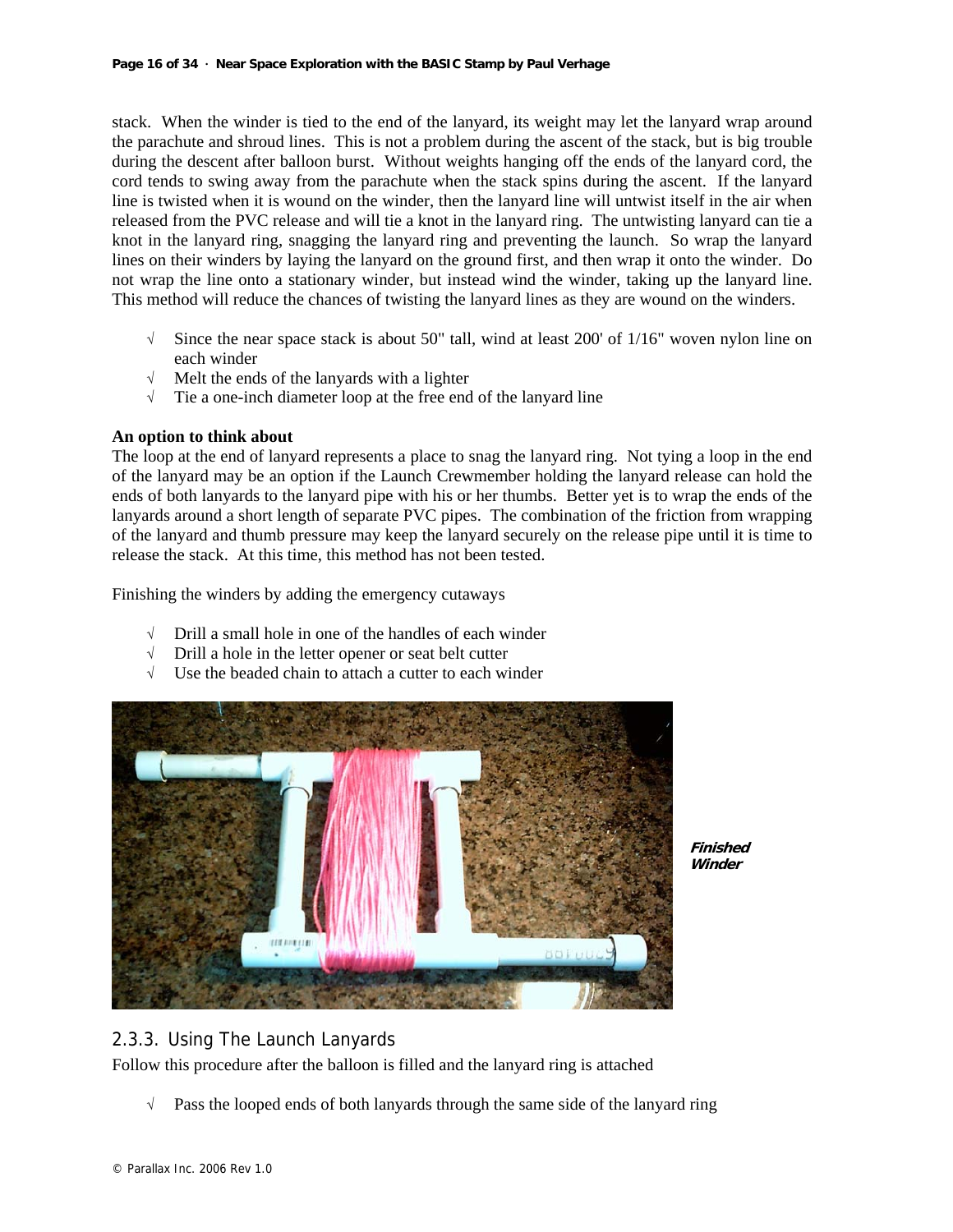stack. When the winder is tied to the end of the lanyard, its weight may let the lanyard wrap around the parachute and shroud lines. This is not a problem during the ascent of the stack, but is big trouble during the descent after balloon burst. Without weights hanging off the ends of the lanyard cord, the cord tends to swing away from the parachute when the stack spins during the ascent. If the lanyard line is twisted when it is wound on the winder, then the lanyard line will untwist itself in the air when released from the PVC release and will tie a knot in the lanyard ring. The untwisting lanyard can tie a knot in the lanyard ring, snagging the lanyard ring and preventing the launch. So wrap the lanyard lines on their winders by laying the lanyard on the ground first, and then wrap it onto the winder. Do not wrap the line onto a stationary winder, but instead wind the winder, taking up the lanyard line. This method will reduce the chances of twisting the lanyard lines as they are wound on the winders.

- √ Since the near space stack is about 50" tall, wind at least 200' of 1/16" woven nylon line on each winder
- √ Melt the ends of the lanyards with a lighter
- √ Tie a one-inch diameter loop at the free end of the lanyard line

**An option to think about**

The loop at the end of lanyard represents a place to snag the lanyard ring. Not tying a loop in the end of the lanyard may be an option if the Launch Crewmember holding the lanyard release can hold the ends of both lanyards to the lanyard pipe with his or her thumbs. Better yet is to wrap the ends of the lanyards around a short length of separate PVC pipes. The combination of the friction from wrapping of the lanyard and thumb pressure may keep the lanyard securely on the release pipe until it is time to release the stack. At this time, this method has not been tested.

Finishing the winders by adding the emergency cutaways

- √ Drill a small hole in one of the handles of each winder
- √ Drill a hole in the letter opener or seat belt cutter
- √ Use the beaded chain to attach a cutter to each winder

***Finished Winder***

## 2.3.3. Using The Launch Lanyards

Follow this procedure after the balloon is filled and the lanyard ring is attached

- √ Pass the looped ends of both lanyards through the same side of the lanyard ring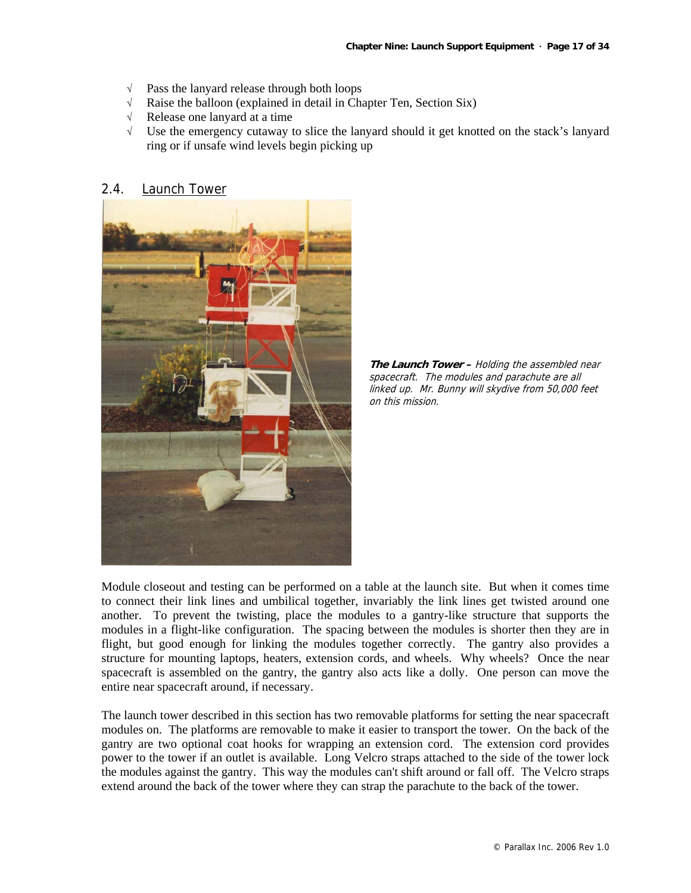- √ Pass the lanyard release through both loops
- √ Raise the balloon (explained in detail in Chapter Ten, Section Six)
- √ Release one lanyard at a time
- √ Use the emergency cutaway to slice the lanyard should it get knotted on the stack's lanyard ring or if unsafe wind levels begin picking up

## 2.4. Launch Tower

***The Launch Tower –*** *Holding the assembled near spacecraft. The modules and parachute are all linked up. Mr. Bunny will skydive from 50,000 feet on this mission.*

Module closeout and testing can be performed on a table at the launch site. But when it comes time to connect their link lines and umbilical together, invariably the link lines get twisted around one another. To prevent the twisting, place the modules to a gantry-like structure that supports the modules in a flight-like configuration. The spacing between the modules is shorter then they are in flight, but good enough for linking the modules together correctly. The gantry also provides a structure for mounting laptops, heaters, extension cords, and wheels. Why wheels? Once the near spacecraft is assembled on the gantry, the gantry also acts like a dolly. One person can move the entire near spacecraft around, if necessary.

The launch tower described in this section has two removable platforms for setting the near spacecraft modules on. The platforms are removable to make it easier to transport the tower. On the back of the gantry are two optional coat hooks for wrapping an extension cord. The extension cord provides power to the tower if an outlet is available. Long Velcro straps attached to the side of the tower lock the modules against the gantry. This way the modules can't shift around or fall off. The Velcro straps extend around the back of the tower where they can strap the parachute to the back of the tower.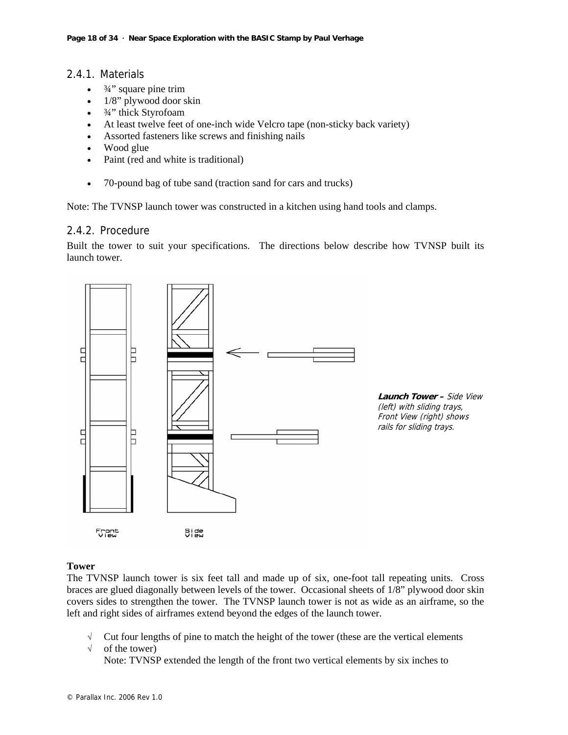### 2.4.1. Materials

- ¾" square pine trim
- 1/8" plywood door skin
- ¾" thick Styrofoam
- At least twelve feet of one-inch wide Velcro tape (non-sticky back variety)
- Assorted fasteners like screws and finishing nails
- Wood glue
- Paint (red and white is traditional)

- 70-pound bag of tube sand (traction sand for cars and trucks)

Note: The TVNSP launch tower was constructed in a kitchen using hand tools and clamps.

### 2.4.2. Procedure

Built the tower to suit your specifications. The directions below describe how TVNSP built its launch tower.

***Launch Tower** – Side View (left) with sliding trays, Front View (right) shows rails for sliding trays.*

**Tower**

The TVNSP launch tower is six feet tall and made up of six, one-foot tall repeating units. Cross braces are glued diagonally between levels of the tower. Occasional sheets of 1/8" plywood door skin covers sides to strengthen the tower. The TVNSP launch tower is not as wide as an airframe, so the left and right sides of airframes extend beyond the edges of the launch tower.

√ Cut four lengths of pine to match the height of the tower (these are the vertical elements
√ of the tower)
Note: TVNSP extended the length of the front two vertical elements by six inches to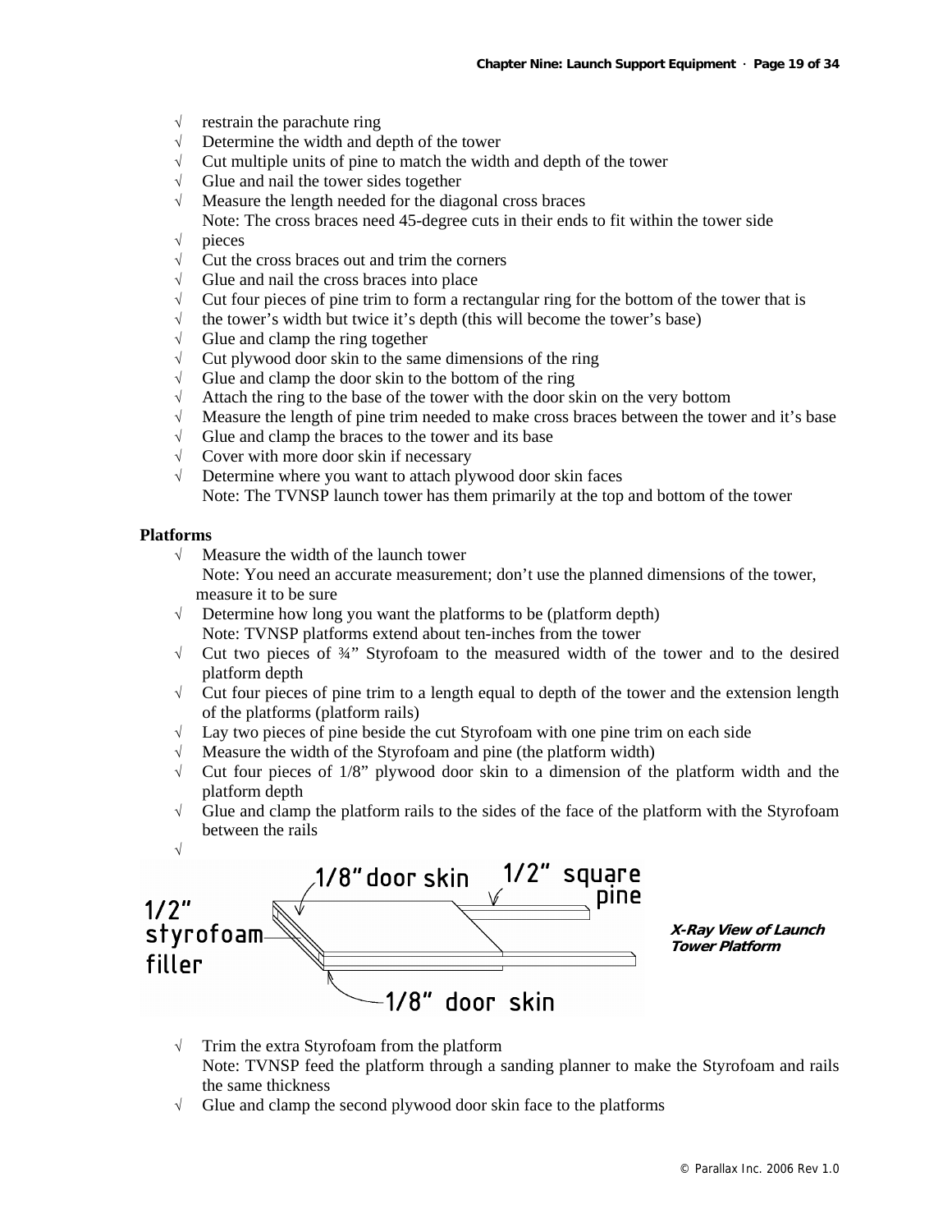- √ restrain the parachute ring
- √ Determine the width and depth of the tower
- √ Cut multiple units of pine to match the width and depth of the tower
- √ Glue and nail the tower sides together
- √ Measure the length needed for the diagonal cross braces
  Note: The cross braces need 45-degree cuts in their ends to fit within the tower side
- √ pieces
- √ Cut the cross braces out and trim the corners
- √ Glue and nail the cross braces into place
- √ Cut four pieces of pine trim to form a rectangular ring for the bottom of the tower that is
- √ the tower's width but twice it's depth (this will become the tower's base)
- √ Glue and clamp the ring together
- √ Cut plywood door skin to the same dimensions of the ring
- √ Glue and clamp the door skin to the bottom of the ring
- √ Attach the ring to the base of the tower with the door skin on the very bottom
- √ Measure the length of pine trim needed to make cross braces between the tower and it's base
- √ Glue and clamp the braces to the tower and its base
- √ Cover with more door skin if necessary
- √ Determine where you want to attach plywood door skin faces
  Note: The TVNSP launch tower has them primarily at the top and bottom of the tower

**Platforms**

- √ Measure the width of the launch tower
  Note: You need an accurate measurement; don't use the planned dimensions of the tower, measure it to be sure
- √ Determine how long you want the platforms to be (platform depth)
  Note: TVNSP platforms extend about ten-inches from the tower
- √ Cut two pieces of ¾" Styrofoam to the measured width of the tower and to the desired platform depth
- √ Cut four pieces of pine trim to a length equal to depth of the tower and the extension length of the platforms (platform rails)
- √ Lay two pieces of pine beside the cut Styrofoam with one pine trim on each side
- √ Measure the width of the Styrofoam and pine (the platform width)
- √ Cut four pieces of 1/8" plywood door skin to a dimension of the platform width and the platform depth
- √ Glue and clamp the platform rails to the sides of the face of the platform with the Styrofoam between the rails
- √

1/8" door skin — 1/2" square pine — 1/2" styrofoam filler — 1/8" door skin

*X-Ray View of Launch Tower Platform*

- √ Trim the extra Styrofoam from the platform
  Note: TVNSP feed the platform through a sanding planner to make the Styrofoam and rails the same thickness
- √ Glue and clamp the second plywood door skin face to the platforms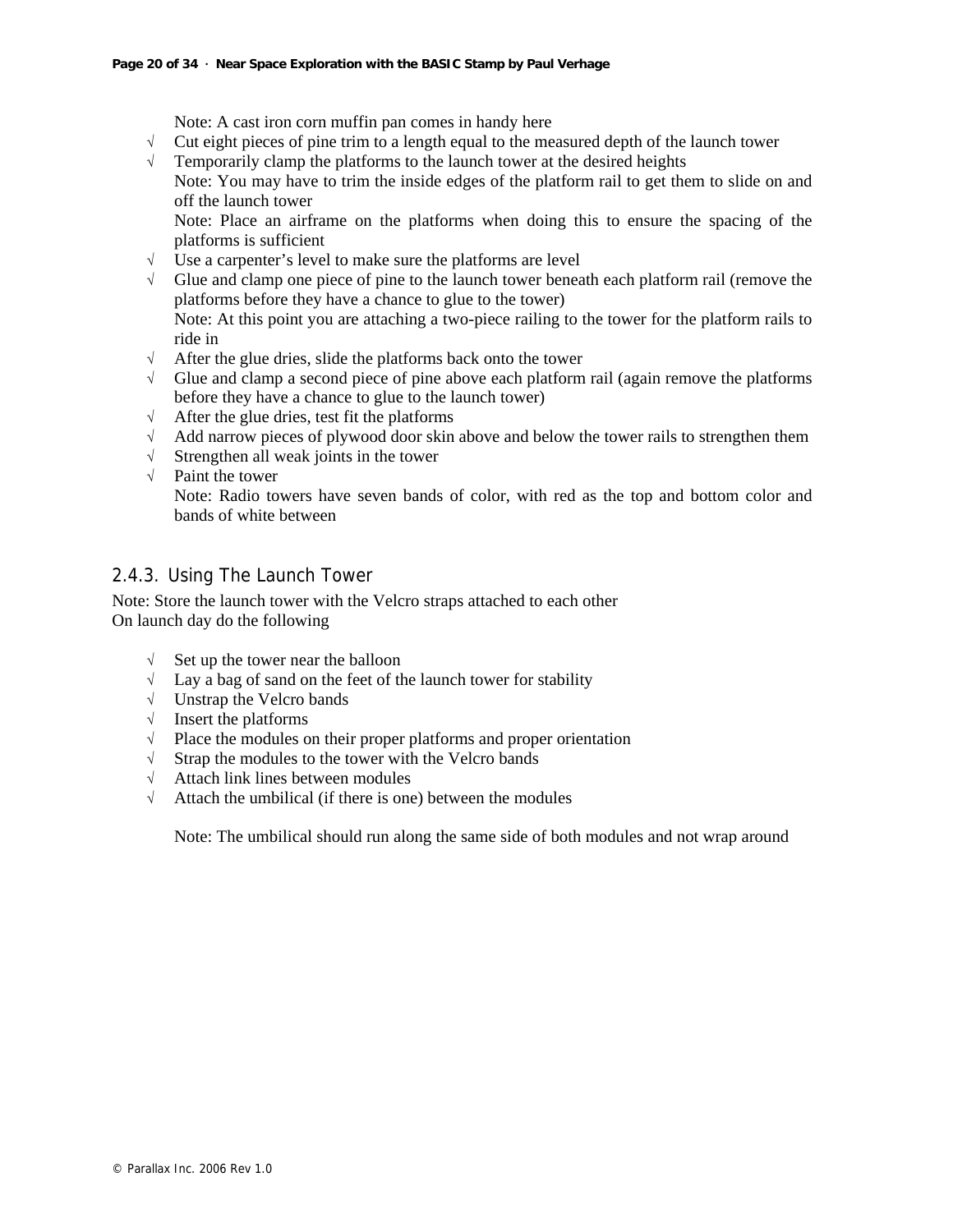Note: A cast iron corn muffin pan comes in handy here

- √ Cut eight pieces of pine trim to a length equal to the measured depth of the launch tower
- √ Temporarily clamp the platforms to the launch tower at the desired heights
  Note: You may have to trim the inside edges of the platform rail to get them to slide on and off the launch tower
  Note: Place an airframe on the platforms when doing this to ensure the spacing of the platforms is sufficient
- √ Use a carpenter's level to make sure the platforms are level
- √ Glue and clamp one piece of pine to the launch tower beneath each platform rail (remove the platforms before they have a chance to glue to the tower)
  Note: At this point you are attaching a two-piece railing to the tower for the platform rails to ride in
- √ After the glue dries, slide the platforms back onto the tower
- √ Glue and clamp a second piece of pine above each platform rail (again remove the platforms before they have a chance to glue to the launch tower)
- √ After the glue dries, test fit the platforms
- √ Add narrow pieces of plywood door skin above and below the tower rails to strengthen them
- √ Strengthen all weak joints in the tower
- √ Paint the tower
  Note: Radio towers have seven bands of color, with red as the top and bottom color and bands of white between

### 2.4.3. Using The Launch Tower

Note: Store the launch tower with the Velcro straps attached to each other
On launch day do the following

- √ Set up the tower near the balloon
- √ Lay a bag of sand on the feet of the launch tower for stability
- √ Unstrap the Velcro bands
- √ Insert the platforms
- √ Place the modules on their proper platforms and proper orientation
- √ Strap the modules to the tower with the Velcro bands
- √ Attach link lines between modules
- √ Attach the umbilical (if there is one) between the modules

  Note: The umbilical should run along the same side of both modules and not wrap around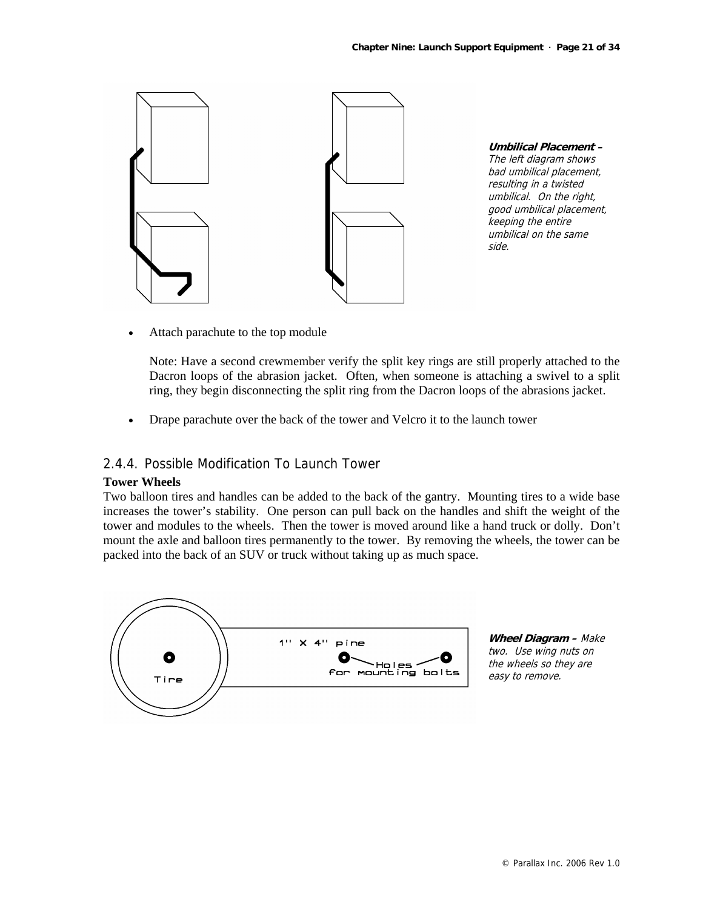**Umbilical Placement –** *The left diagram shows bad umbilical placement, resulting in a twisted umbilical. On the right, good umbilical placement, keeping the entire umbilical on the same side.*

- Attach parachute to the top module

  Note: Have a second crewmember verify the split key rings are still properly attached to the Dacron loops of the abrasion jacket. Often, when someone is attaching a swivel to a split ring, they begin disconnecting the split ring from the Dacron loops of the abrasions jacket.

- Drape parachute over the back of the tower and Velcro it to the launch tower

### 2.4.4. Possible Modification To Launch Tower

**Tower Wheels**

Two balloon tires and handles can be added to the back of the gantry. Mounting tires to a wide base increases the tower's stability. One person can pull back on the handles and shift the weight of the tower and modules to the wheels. Then the tower is moved around like a hand truck or dolly. Don't mount the axle and balloon tires permanently to the tower. By removing the wheels, the tower can be packed into the back of an SUV or truck without taking up as much space.

**Wheel Diagram –** *Make two. Use wing nuts on the wheels so they are easy to remove.*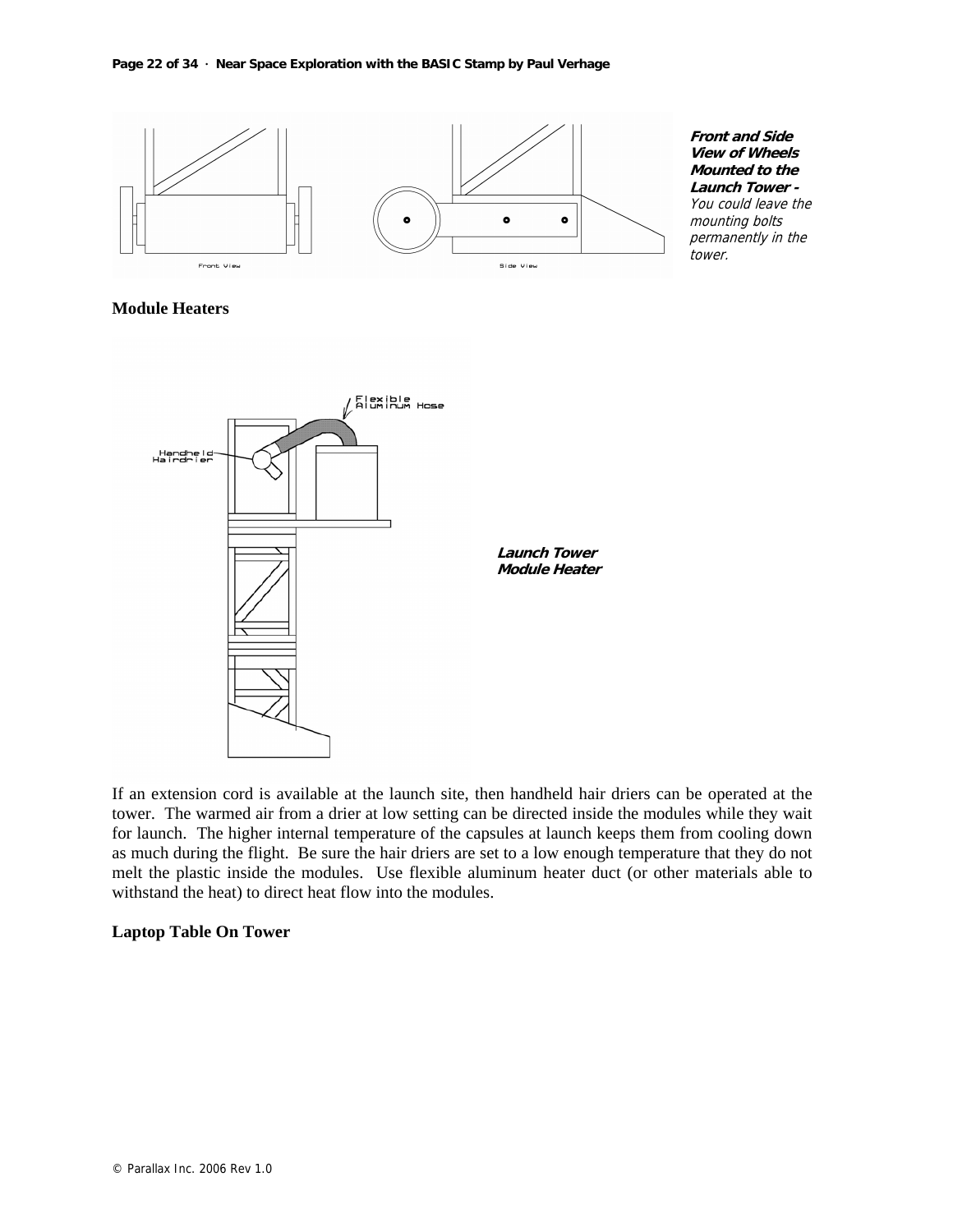**Front and Side View of Wheels Mounted to the Launch Tower -** *You could leave the mounting bolts permanently in the tower.*

## Module Heaters

**Launch Tower Module Heater**

If an extension cord is available at the launch site, then handheld hair driers can be operated at the tower. The warmed air from a drier at low setting can be directed inside the modules while they wait for launch. The higher internal temperature of the capsules at launch keeps them from cooling down as much during the flight. Be sure the hair driers are set to a low enough temperature that they do not melt the plastic inside the modules. Use flexible aluminum heater duct (or other materials able to withstand the heat) to direct heat flow into the modules.

## Laptop Table On Tower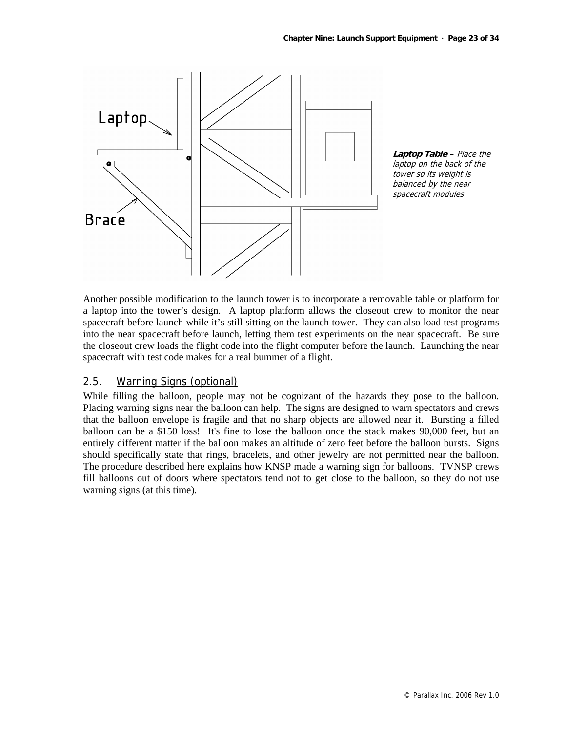**Laptop Table –** *Place the laptop on the back of the tower so its weight is balanced by the near spacecraft modules*

Another possible modification to the launch tower is to incorporate a removable table or platform for a laptop into the tower's design. A laptop platform allows the closeout crew to monitor the near spacecraft before launch while it's still sitting on the launch tower. They can also load test programs into the near spacecraft before launch, letting them test experiments on the near spacecraft. Be sure the closeout crew loads the flight code into the flight computer before the launch. Launching the near spacecraft with test code makes for a real bummer of a flight.

## 2.5. Warning Signs (optional)

While filling the balloon, people may not be cognizant of the hazards they pose to the balloon. Placing warning signs near the balloon can help. The signs are designed to warn spectators and crews that the balloon envelope is fragile and that no sharp objects are allowed near it. Bursting a filled balloon can be a $150 loss! It's fine to lose the balloon once the stack makes 90,000 feet, but an entirely different matter if the balloon makes an altitude of zero feet before the balloon bursts. Signs should specifically state that rings, bracelets, and other jewelry are not permitted near the balloon. The procedure described here explains how KNSP made a warning sign for balloons. TVNSP crews fill balloons out of doors where spectators tend not to get close to the balloon, so they do not use warning signs (at this time).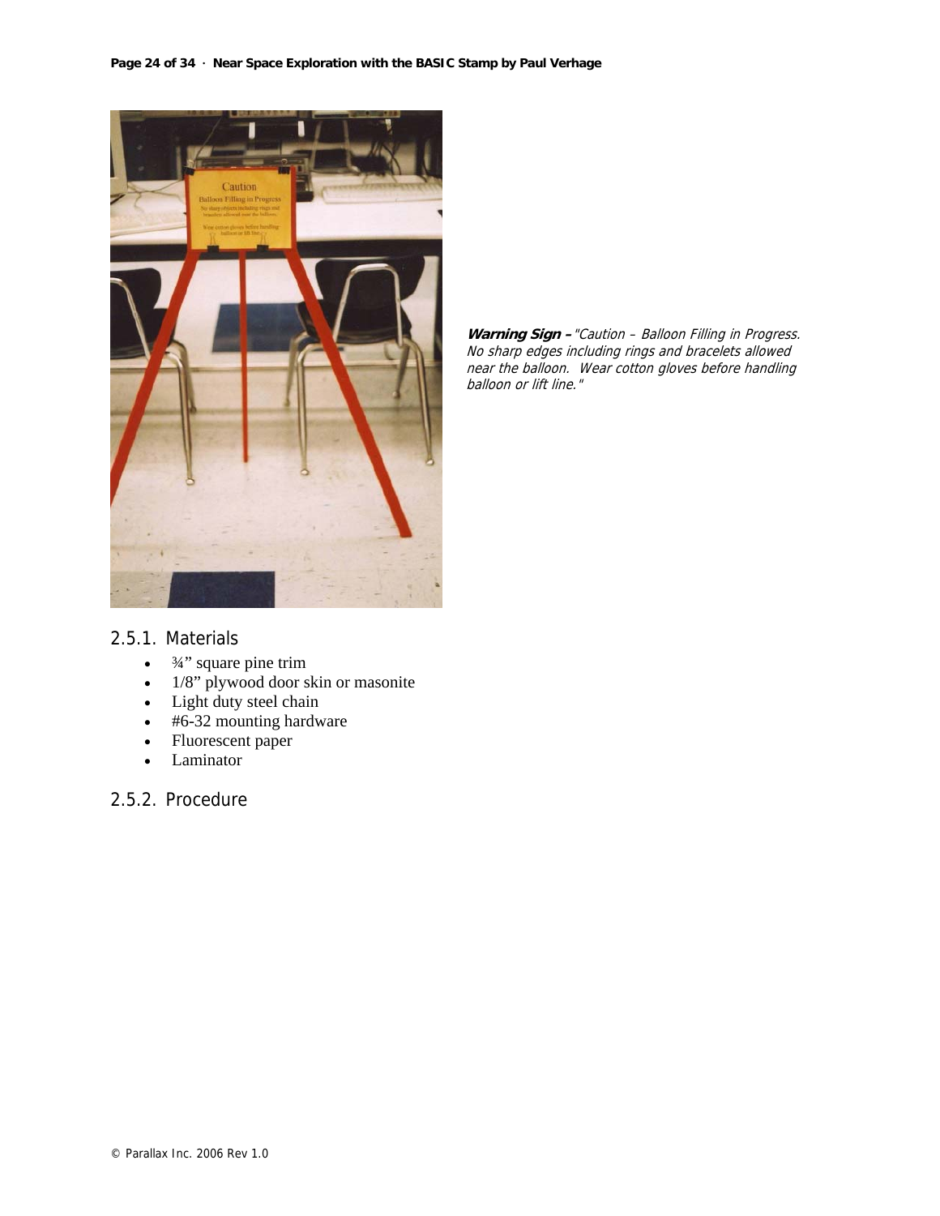***Warning Sign –*** *"Caution – Balloon Filling in Progress. No sharp edges including rings and bracelets allowed near the balloon. Wear cotton gloves before handling balloon or lift line."*

### 2.5.1. Materials

- ¾" square pine trim
- 1/8" plywood door skin or masonite
- Light duty steel chain
- #6-32 mounting hardware
- Fluorescent paper
- Laminator

### 2.5.2. Procedure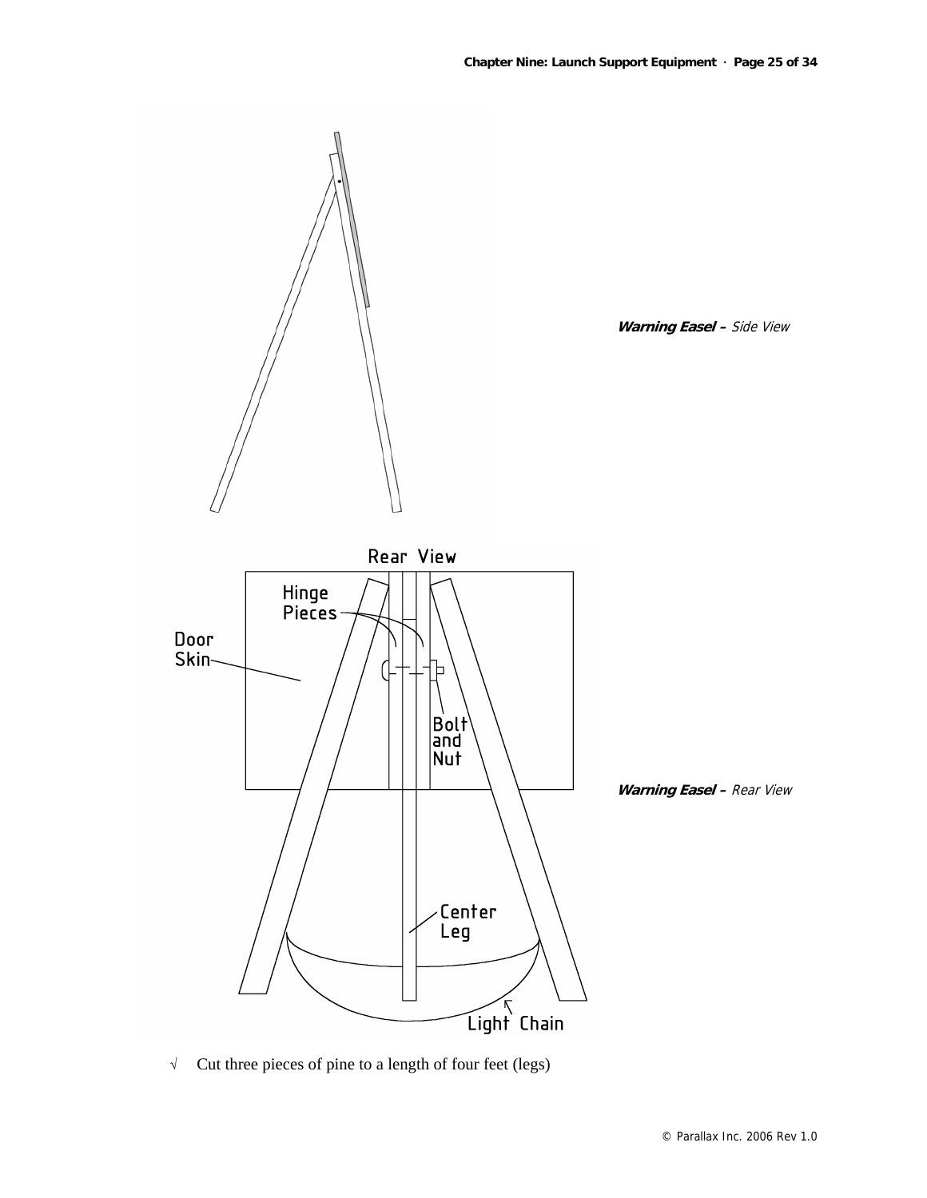***Warning Easel –*** *Side View*

***Warning Easel –*** *Rear View*

√ Cut three pieces of pine to a length of four feet (legs)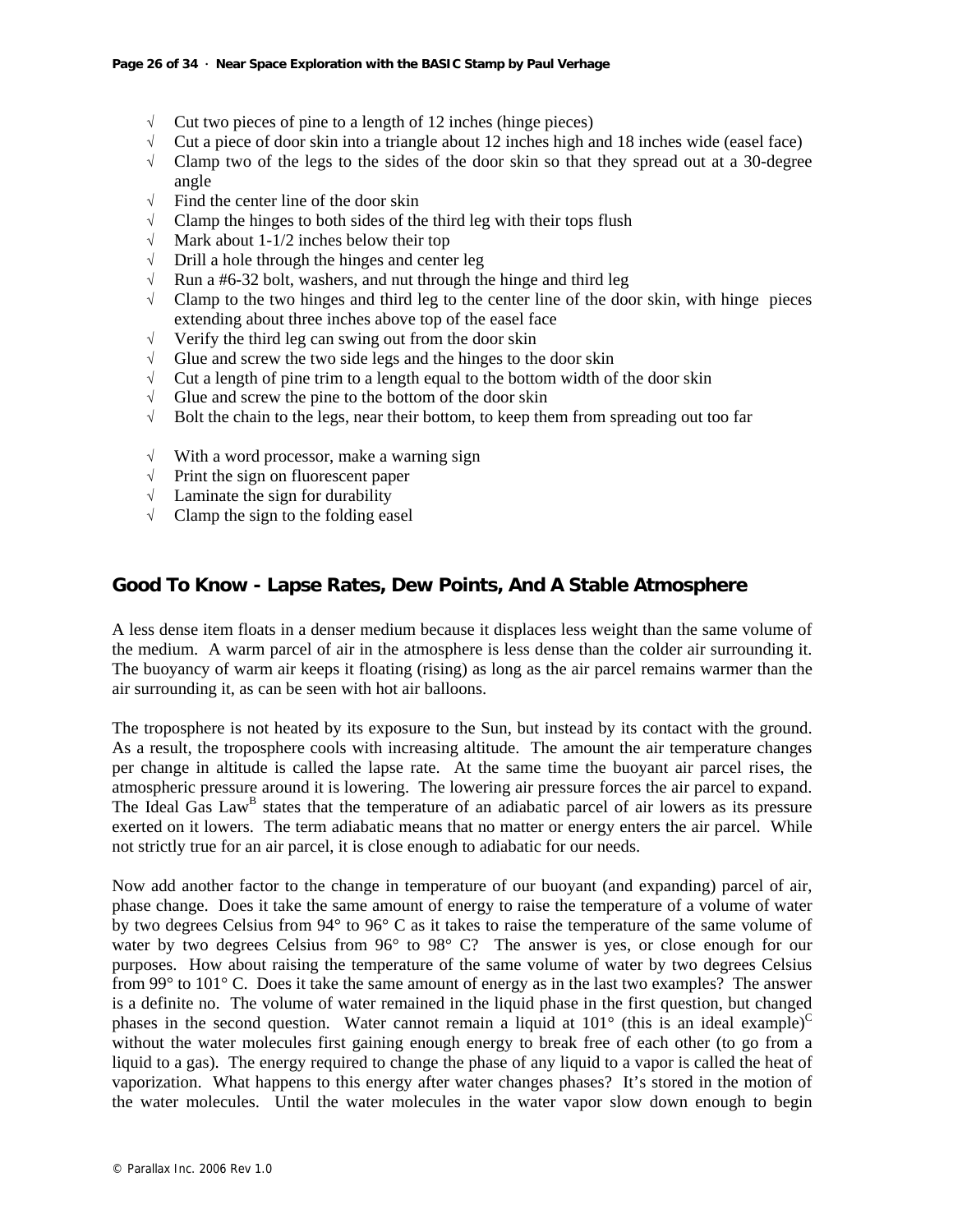- √ Cut two pieces of pine to a length of 12 inches (hinge pieces)
- √ Cut a piece of door skin into a triangle about 12 inches high and 18 inches wide (easel face)
- √ Clamp two of the legs to the sides of the door skin so that they spread out at a 30-degree angle
- √ Find the center line of the door skin
- √ Clamp the hinges to both sides of the third leg with their tops flush
- √ Mark about 1-1/2 inches below their top
- √ Drill a hole through the hinges and center leg
- √ Run a #6-32 bolt, washers, and nut through the hinge and third leg
- √ Clamp to the two hinges and third leg to the center line of the door skin, with hinge pieces extending about three inches above top of the easel face
- √ Verify the third leg can swing out from the door skin
- √ Glue and screw the two side legs and the hinges to the door skin
- √ Cut a length of pine trim to a length equal to the bottom width of the door skin
- √ Glue and screw the pine to the bottom of the door skin
- √ Bolt the chain to the legs, near their bottom, to keep them from spreading out too far

- √ With a word processor, make a warning sign
- √ Print the sign on fluorescent paper
- √ Laminate the sign for durability
- √ Clamp the sign to the folding easel

## Good To Know - Lapse Rates, Dew Points, And A Stable Atmosphere

A less dense item floats in a denser medium because it displaces less weight than the same volume of the medium. A warm parcel of air in the atmosphere is less dense than the colder air surrounding it. The buoyancy of warm air keeps it floating (rising) as long as the air parcel remains warmer than the air surrounding it, as can be seen with hot air balloons.

The troposphere is not heated by its exposure to the Sun, but instead by its contact with the ground. As a result, the troposphere cools with increasing altitude. The amount the air temperature changes per change in altitude is called the lapse rate. At the same time the buoyant air parcel rises, the atmospheric pressure around it is lowering. The lowering air pressure forces the air parcel to expand. The Ideal Gas Law[B] states that the temperature of an adiabatic parcel of air lowers as its pressure exerted on it lowers. The term adiabatic means that no matter or energy enters the air parcel. While not strictly true for an air parcel, it is close enough to adiabatic for our needs.

Now add another factor to the change in temperature of our buoyant (and expanding) parcel of air, phase change. Does it take the same amount of energy to raise the temperature of a volume of water by two degrees Celsius from 94° to 96° C as it takes to raise the temperature of the same volume of water by two degrees Celsius from 96° to 98° C? The answer is yes, or close enough for our purposes. How about raising the temperature of the same volume of water by two degrees Celsius from 99° to 101° C. Does it take the same amount of energy as in the last two examples? The answer is a definite no. The volume of water remained in the liquid phase in the first question, but changed phases in the second question. Water cannot remain a liquid at 101° (this is an ideal example)[C] without the water molecules first gaining enough energy to break free of each other (to go from a liquid to a gas). The energy required to change the phase of any liquid to a vapor is called the heat of vaporization. What happens to this energy after water changes phases? It's stored in the motion of the water molecules. Until the water molecules in the water vapor slow down enough to begin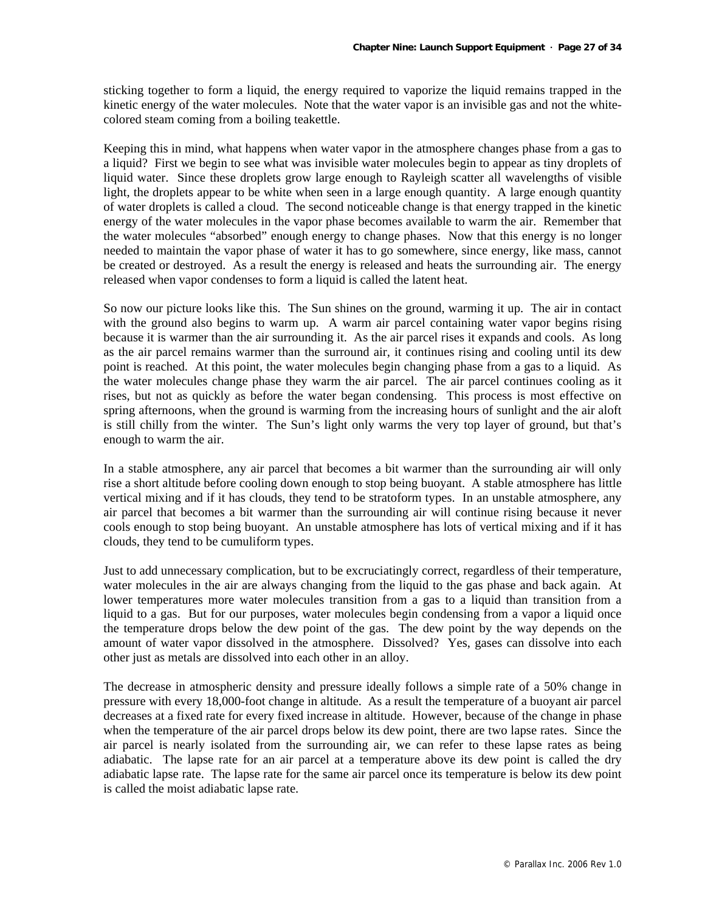sticking together to form a liquid, the energy required to vaporize the liquid remains trapped in the kinetic energy of the water molecules. Note that the water vapor is an invisible gas and not the white-colored steam coming from a boiling teakettle.

Keeping this in mind, what happens when water vapor in the atmosphere changes phase from a gas to a liquid? First we begin to see what was invisible water molecules begin to appear as tiny droplets of liquid water. Since these droplets grow large enough to Rayleigh scatter all wavelengths of visible light, the droplets appear to be white when seen in a large enough quantity. A large enough quantity of water droplets is called a cloud. The second noticeable change is that energy trapped in the kinetic energy of the water molecules in the vapor phase becomes available to warm the air. Remember that the water molecules "absorbed" enough energy to change phases. Now that this energy is no longer needed to maintain the vapor phase of water it has to go somewhere, since energy, like mass, cannot be created or destroyed. As a result the energy is released and heats the surrounding air. The energy released when vapor condenses to form a liquid is called the latent heat.

So now our picture looks like this. The Sun shines on the ground, warming it up. The air in contact with the ground also begins to warm up. A warm air parcel containing water vapor begins rising because it is warmer than the air surrounding it. As the air parcel rises it expands and cools. As long as the air parcel remains warmer than the surround air, it continues rising and cooling until its dew point is reached. At this point, the water molecules begin changing phase from a gas to a liquid. As the water molecules change phase they warm the air parcel. The air parcel continues cooling as it rises, but not as quickly as before the water began condensing. This process is most effective on spring afternoons, when the ground is warming from the increasing hours of sunlight and the air aloft is still chilly from the winter. The Sun's light only warms the very top layer of ground, but that's enough to warm the air.

In a stable atmosphere, any air parcel that becomes a bit warmer than the surrounding air will only rise a short altitude before cooling down enough to stop being buoyant. A stable atmosphere has little vertical mixing and if it has clouds, they tend to be stratoform types. In an unstable atmosphere, any air parcel that becomes a bit warmer than the surrounding air will continue rising because it never cools enough to stop being buoyant. An unstable atmosphere has lots of vertical mixing and if it has clouds, they tend to be cumuliform types.

Just to add unnecessary complication, but to be excruciatingly correct, regardless of their temperature, water molecules in the air are always changing from the liquid to the gas phase and back again. At lower temperatures more water molecules transition from a gas to a liquid than transition from a liquid to a gas. But for our purposes, water molecules begin condensing from a vapor a liquid once the temperature drops below the dew point of the gas. The dew point by the way depends on the amount of water vapor dissolved in the atmosphere. Dissolved? Yes, gases can dissolve into each other just as metals are dissolved into each other in an alloy.

The decrease in atmospheric density and pressure ideally follows a simple rate of a 50% change in pressure with every 18,000-foot change in altitude. As a result the temperature of a buoyant air parcel decreases at a fixed rate for every fixed increase in altitude. However, because of the change in phase when the temperature of the air parcel drops below its dew point, there are two lapse rates. Since the air parcel is nearly isolated from the surrounding air, we can refer to these lapse rates as being adiabatic. The lapse rate for an air parcel at a temperature above its dew point is called the dry adiabatic lapse rate. The lapse rate for the same air parcel once its temperature is below its dew point is called the moist adiabatic lapse rate.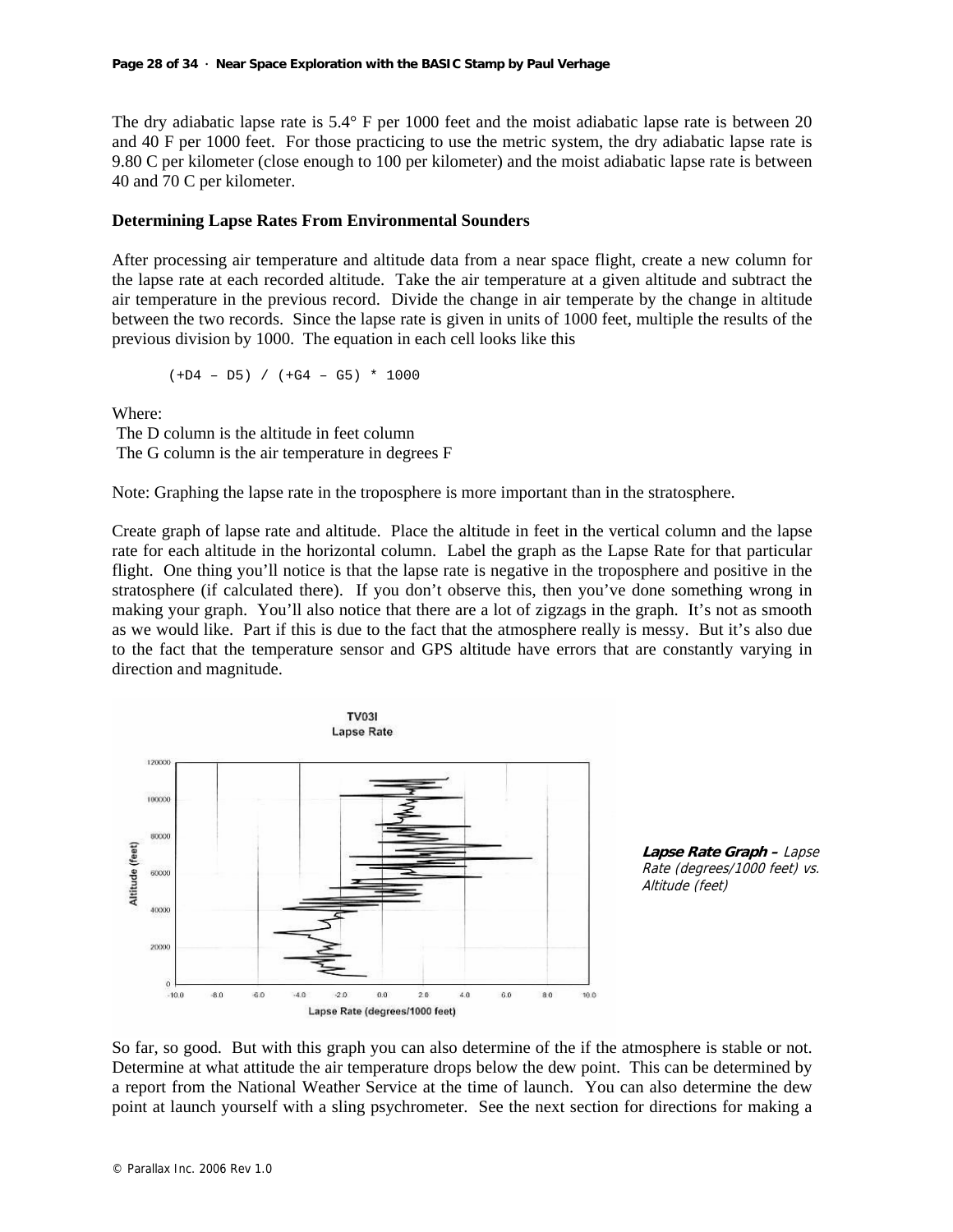The dry adiabatic lapse rate is 5.4° F per 1000 feet and the moist adiabatic lapse rate is between 20 and 40 F per 1000 feet. For those practicing to use the metric system, the dry adiabatic lapse rate is 9.80 C per kilometer (close enough to 100 per kilometer) and the moist adiabatic lapse rate is between 40 and 70 C per kilometer.

### Determining Lapse Rates From Environmental Sounders

After processing air temperature and altitude data from a near space flight, create a new column for the lapse rate at each recorded altitude. Take the air temperature at a given altitude and subtract the air temperature in the previous record. Divide the change in air temperate by the change in altitude between the two records. Since the lapse rate is given in units of 1000 feet, multiple the results of the previous division by 1000. The equation in each cell looks like this

```
(+D4 – D5) / (+G4 – G5) * 1000
```

Where:
The D column is the altitude in feet column
The G column is the air temperature in degrees F

Note: Graphing the lapse rate in the troposphere is more important than in the stratosphere.

Create graph of lapse rate and altitude. Place the altitude in feet in the vertical column and the lapse rate for each altitude in the horizontal column. Label the graph as the Lapse Rate for that particular flight. One thing you'll notice is that the lapse rate is negative in the troposphere and positive in the stratosphere (if calculated there). If you don't observe this, then you've done something wrong in making your graph. You'll also notice that there are a lot of zigzags in the graph. It's not as smooth as we would like. Part if this is due to the fact that the atmosphere really is messy. But it's also due to the fact that the temperature sensor and GPS altitude have errors that are constantly varying in direction and magnitude.

**Lapse Rate Graph –** *Lapse Rate (degrees/1000 feet) vs. Altitude (feet)*

So far, so good. But with this graph you can also determine of the if the atmosphere is stable or not. Determine at what attitude the air temperature drops below the dew point. This can be determined by a report from the National Weather Service at the time of launch. You can also determine the dew point at launch yourself with a sling psychrometer. See the next section for directions for making a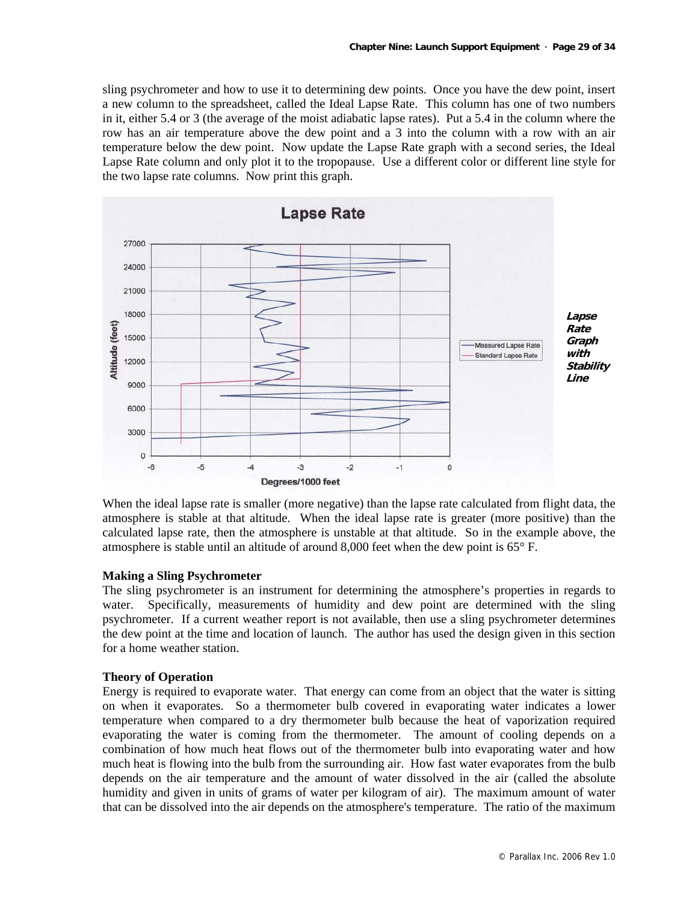sling psychrometer and how to use it to determining dew points. Once you have the dew point, insert a new column to the spreadsheet, called the Ideal Lapse Rate. This column has one of two numbers in it, either 5.4 or 3 (the average of the moist adiabatic lapse rates). Put a 5.4 in the column where the row has an air temperature above the dew point and a 3 into the column with a row with an air temperature below the dew point. Now update the Lapse Rate graph with a second series, the Ideal Lapse Rate column and only plot it to the tropopause. Use a different color or different line style for the two lapse rate columns. Now print this graph.

***Lapse Rate Graph with Stability Line***

When the ideal lapse rate is smaller (more negative) than the lapse rate calculated from flight data, the atmosphere is stable at that altitude. When the ideal lapse rate is greater (more positive) than the calculated lapse rate, then the atmosphere is unstable at that altitude. So in the example above, the atmosphere is stable until an altitude of around 8,000 feet when the dew point is 65° F.

**Making a Sling Psychrometer**

The sling psychrometer is an instrument for determining the atmosphere's properties in regards to water. Specifically, measurements of humidity and dew point are determined with the sling psychrometer. If a current weather report is not available, then use a sling psychrometer determines the dew point at the time and location of launch. The author has used the design given in this section for a home weather station.

**Theory of Operation**

Energy is required to evaporate water. That energy can come from an object that the water is sitting on when it evaporates. So a thermometer bulb covered in evaporating water indicates a lower temperature when compared to a dry thermometer bulb because the heat of vaporization required evaporating the water is coming from the thermometer. The amount of cooling depends on a combination of how much heat flows out of the thermometer bulb into evaporating water and how much heat is flowing into the bulb from the surrounding air. How fast water evaporates from the bulb depends on the air temperature and the amount of water dissolved in the air (called the absolute humidity and given in units of grams of water per kilogram of air). The maximum amount of water that can be dissolved into the air depends on the atmosphere's temperature. The ratio of the maximum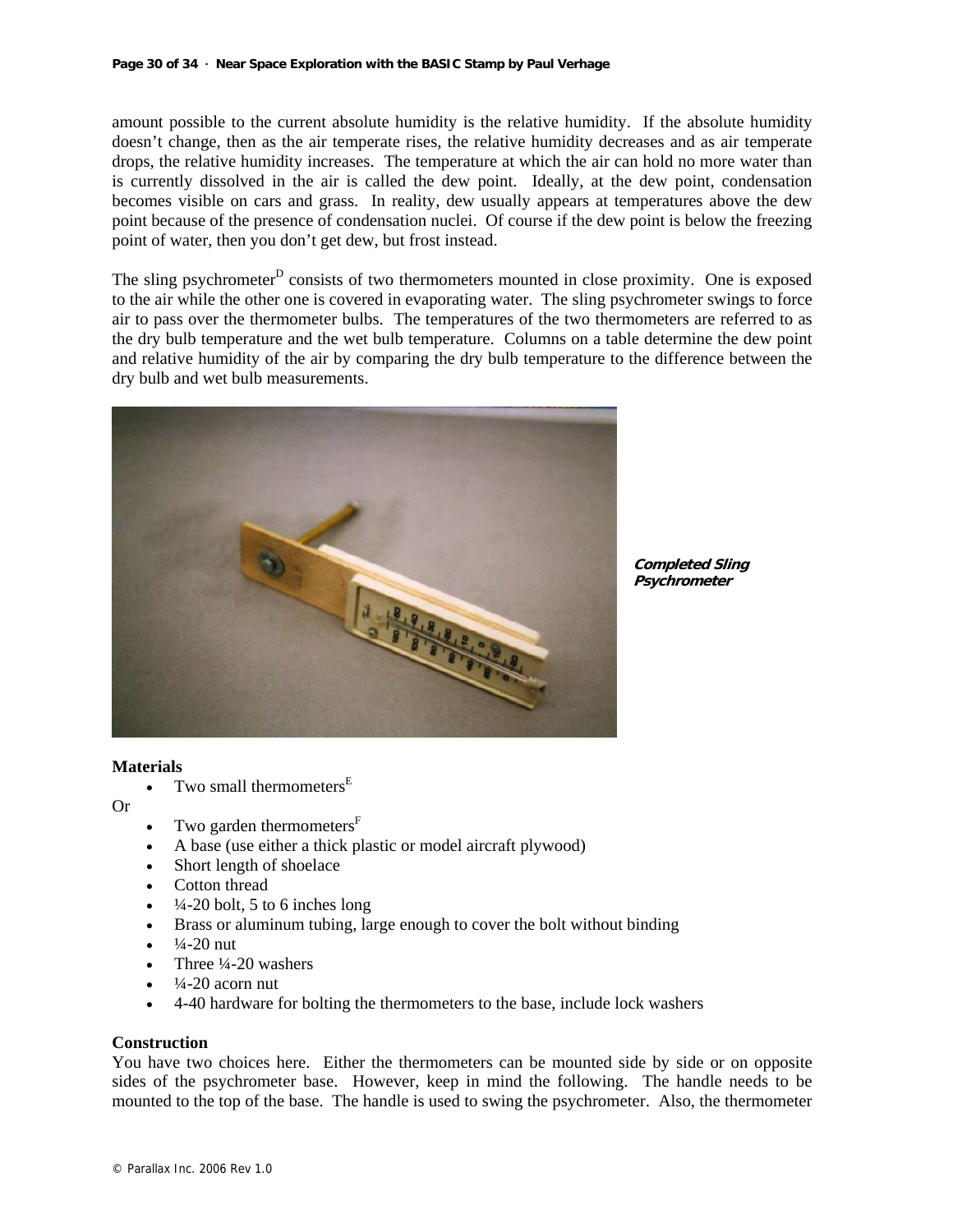amount possible to the current absolute humidity is the relative humidity. If the absolute humidity doesn't change, then as the air temperate rises, the relative humidity decreases and as air temperate drops, the relative humidity increases. The temperature at which the air can hold no more water than is currently dissolved in the air is called the dew point. Ideally, at the dew point, condensation becomes visible on cars and grass. In reality, dew usually appears at temperatures above the dew point because of the presence of condensation nuclei. Of course if the dew point is below the freezing point of water, then you don't get dew, but frost instead.

The sling psychrometer[D] consists of two thermometers mounted in close proximity. One is exposed to the air while the other one is covered in evaporating water. The sling psychrometer swings to force air to pass over the thermometer bulbs. The temperatures of the two thermometers are referred to as the dry bulb temperature and the wet bulb temperature. Columns on a table determine the dew point and relative humidity of the air by comparing the dry bulb temperature to the difference between the dry bulb and wet bulb measurements.

***Completed Sling Psychrometer***

**Materials**

- Two small thermometers[E]

Or

- Two garden thermometers[F]
- A base (use either a thick plastic or model aircraft plywood)
- Short length of shoelace
- Cotton thread
- ¼-20 bolt, 5 to 6 inches long
- Brass or aluminum tubing, large enough to cover the bolt without binding
- ¼-20 nut
- Three ¼-20 washers
- ¼-20 acorn nut
- 4-40 hardware for bolting the thermometers to the base, include lock washers

**Construction**

You have two choices here. Either the thermometers can be mounted side by side or on opposite sides of the psychrometer base. However, keep in mind the following. The handle needs to be mounted to the top of the base. The handle is used to swing the psychrometer. Also, the thermometer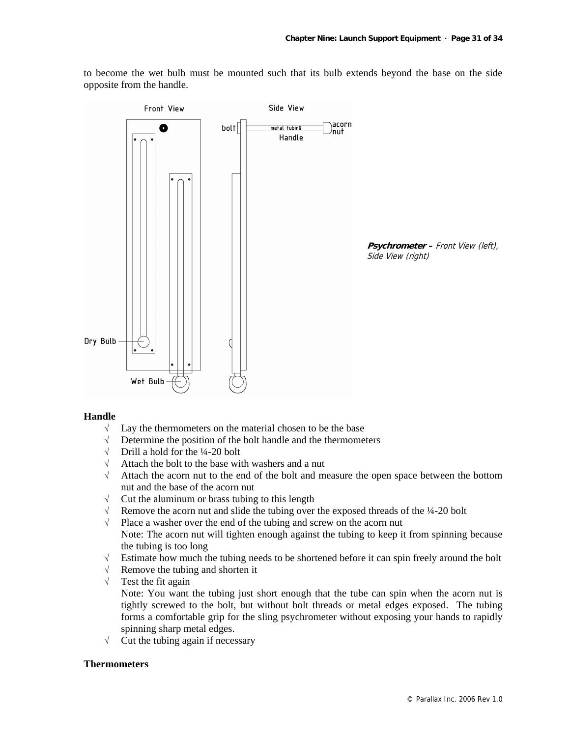to become the wet bulb must be mounted such that its bulb extends beyond the base on the side opposite from the handle.

***Psychrometer –*** *Front View (left), Side View (right)*

**Handle**

- √ Lay the thermometers on the material chosen to be the base
- √ Determine the position of the bolt handle and the thermometers
- √ Drill a hold for the ¼-20 bolt
- √ Attach the bolt to the base with washers and a nut
- √ Attach the acorn nut to the end of the bolt and measure the open space between the bottom nut and the base of the acorn nut
- √ Cut the aluminum or brass tubing to this length
- √ Remove the acorn nut and slide the tubing over the exposed threads of the ¼-20 bolt
- √ Place a washer over the end of the tubing and screw on the acorn nut
  Note: The acorn nut will tighten enough against the tubing to keep it from spinning because the tubing is too long
- √ Estimate how much the tubing needs to be shortened before it can spin freely around the bolt
- √ Remove the tubing and shorten it
- √ Test the fit again
  Note: You want the tubing just short enough that the tube can spin when the acorn nut is tightly screwed to the bolt, but without bolt threads or metal edges exposed. The tubing forms a comfortable grip for the sling psychrometer without exposing your hands to rapidly spinning sharp metal edges.
- √ Cut the tubing again if necessary

**Thermometers**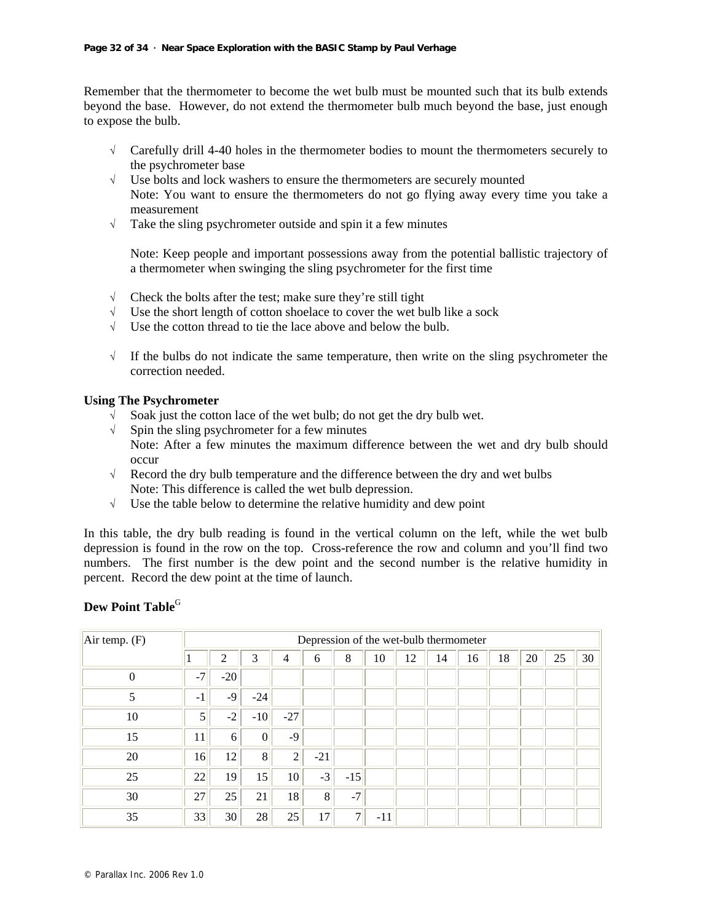Remember that the thermometer to become the wet bulb must be mounted such that its bulb extends beyond the base. However, do not extend the thermometer bulb much beyond the base, just enough to expose the bulb.

- √ Carefully drill 4-40 holes in the thermometer bodies to mount the thermometers securely to the psychrometer base
- √ Use bolts and lock washers to ensure the thermometers are securely mounted
  Note: You want to ensure the thermometers do not go flying away every time you take a measurement
- √ Take the sling psychrometer outside and spin it a few minutes

  Note: Keep people and important possessions away from the potential ballistic trajectory of a thermometer when swinging the sling psychrometer for the first time

- √ Check the bolts after the test; make sure they're still tight
- √ Use the short length of cotton shoelace to cover the wet bulb like a sock
- √ Use the cotton thread to tie the lace above and below the bulb.

- √ If the bulbs do not indicate the same temperature, then write on the sling psychrometer the correction needed.

**Using The Psychrometer**

- √ Soak just the cotton lace of the wet bulb; do not get the dry bulb wet.
- √ Spin the sling psychrometer for a few minutes
  Note: After a few minutes the maximum difference between the wet and dry bulb should occur
- √ Record the dry bulb temperature and the difference between the dry and wet bulbs
  Note: This difference is called the wet bulb depression.
- √ Use the table below to determine the relative humidity and dew point

In this table, the dry bulb reading is found in the vertical column on the left, while the wet bulb depression is found in the row on the top. Cross-reference the row and column and you'll find two numbers. The first number is the dew point and the second number is the relative humidity in percent. Record the dew point at the time of launch.

**Dew Point Table**[G]

| Air temp. (F) | Depression of the wet-bulb thermometer | | | | | | | | | | | | | |
|---|---|---|---|---|---|---|---|---|---|---|---|---|---|---|
| | 1 | 2 | 3 | 4 | 6 | 8 | 10 | 12 | 14 | 16 | 18 | 20 | 25 | 30 |
| 0 | -7 | -20 | | | | | | | | | | | | |
| 5 | -1 | -9 | -24 | | | | | | | | | | | |
| 10 | 5 | -2 | -10 | -27 | | | | | | | | | | |
| 15 | 11 | 6 | 0 | -9 | | | | | | | | | | |
| 20 | 16 | 12 | 8 | 2 | -21 | | | | | | | | | |
| 25 | 22 | 19 | 15 | 10 | -3 | -15 | | | | | | | | |
| 30 | 27 | 25 | 21 | 18 | 8 | -7 | | | | | | | | |
| 35 | 33 | 30 | 28 | 25 | 17 | 7 | -11 | | | | | | | |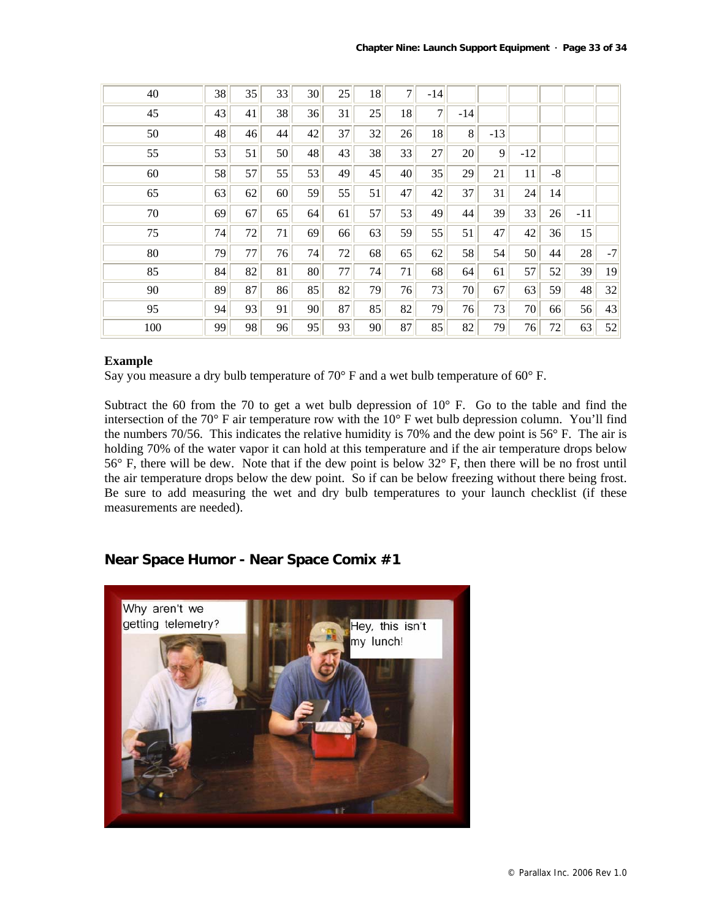| | | | | | | | | | | | | | | |
|---|---|---|---|---|---|---|---|---|---|---|---|---|---|---|
| 40 | 38 | 35 | 33 | 30 | 25 | 18 | 7 | -14 | | | | | | |
| 45 | 43 | 41 | 38 | 36 | 31 | 25 | 18 | 7 | -14 | | | | | |
| 50 | 48 | 46 | 44 | 42 | 37 | 32 | 26 | 18 | 8 | -13 | | | | |
| 55 | 53 | 51 | 50 | 48 | 43 | 38 | 33 | 27 | 20 | 9 | -12 | | | |
| 60 | 58 | 57 | 55 | 53 | 49 | 45 | 40 | 35 | 29 | 21 | 11 | -8 | | |
| 65 | 63 | 62 | 60 | 59 | 55 | 51 | 47 | 42 | 37 | 31 | 24 | 14 | | |
| 70 | 69 | 67 | 65 | 64 | 61 | 57 | 53 | 49 | 44 | 39 | 33 | 26 | -11 | |
| 75 | 74 | 72 | 71 | 69 | 66 | 63 | 59 | 55 | 51 | 47 | 42 | 36 | 15 | |
| 80 | 79 | 77 | 76 | 74 | 72 | 68 | 65 | 62 | 58 | 54 | 50 | 44 | 28 | -7 |
| 85 | 84 | 82 | 81 | 80 | 77 | 74 | 71 | 68 | 64 | 61 | 57 | 52 | 39 | 19 |
| 90 | 89 | 87 | 86 | 85 | 82 | 79 | 76 | 73 | 70 | 67 | 63 | 59 | 48 | 32 |
| 95 | 94 | 93 | 91 | 90 | 87 | 85 | 82 | 79 | 76 | 73 | 70 | 66 | 56 | 43 |
| 100 | 99 | 98 | 96 | 95 | 93 | 90 | 87 | 85 | 82 | 79 | 76 | 72 | 63 | 52 |

**Example**

Say you measure a dry bulb temperature of 70° F and a wet bulb temperature of 60° F.

Subtract the 60 from the 70 to get a wet bulb depression of 10° F. Go to the table and find the intersection of the 70° F air temperature row with the 10° F wet bulb depression column. You'll find the numbers 70/56. This indicates the relative humidity is 70% and the dew point is 56° F. The air is holding 70% of the water vapor it can hold at this temperature and if the air temperature drops below 56° F, there will be dew. Note that if the dew point is below 32° F, then there will be no frost until the air temperature drops below the dew point. So if can be below freezing without there being frost. Be sure to add measuring the wet and dry bulb temperatures to your launch checklist (if these measurements are needed).

## Near Space Humor - Near Space Comix #1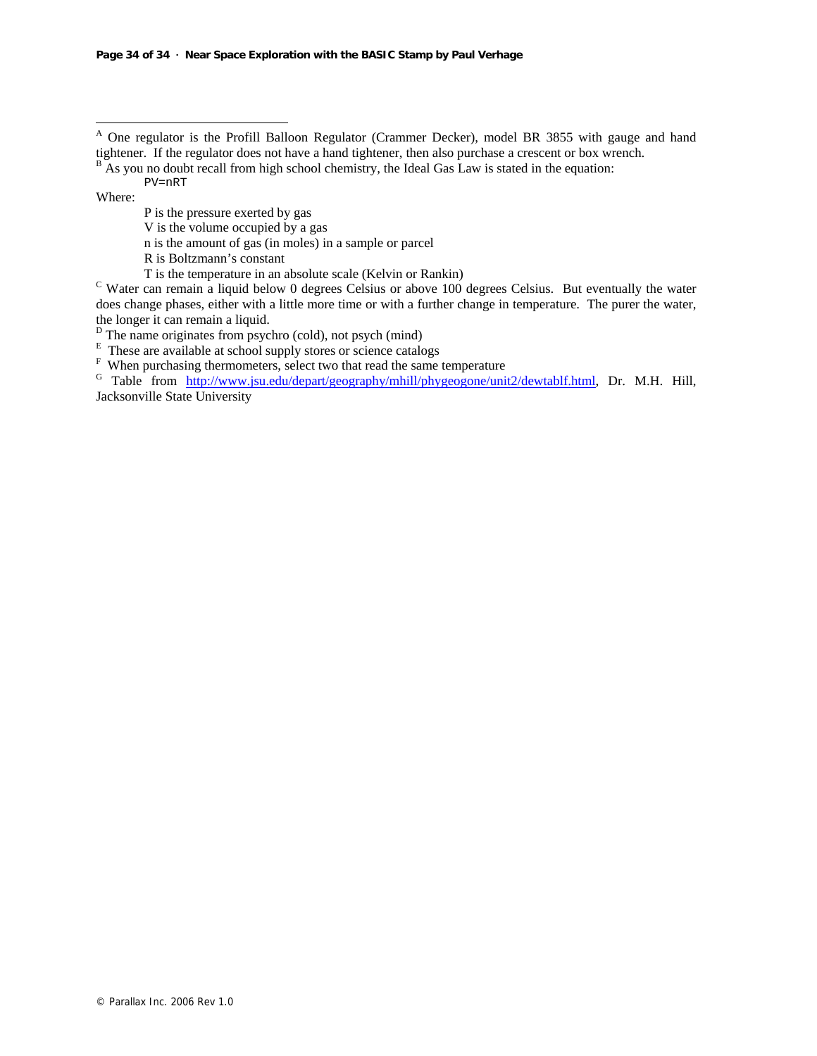[A] One regulator is the Profill Balloon Regulator (Crammer Decker), model BR 3855 with gauge and hand tightener. If the regulator does not have a hand tightener, then also purchase a crescent or box wrench.

[B] As you no doubt recall from high school chemistry, the Ideal Gas Law is stated in the equation:

$$PV=nRT$$

Where:

- P is the pressure exerted by gas
- V is the volume occupied by a gas
- n is the amount of gas (in moles) in a sample or parcel
- R is Boltzmann's constant
- T is the temperature in an absolute scale (Kelvin or Rankin)

[C] Water can remain a liquid below 0 degrees Celsius or above 100 degrees Celsius. But eventually the water does change phases, either with a little more time or with a further change in temperature. The purer the water, the longer it can remain a liquid.

[D] The name originates from psychro (cold), not psych (mind)

[E] These are available at school supply stores or science catalogs

[F] When purchasing thermometers, select two that read the same temperature

[G] Table from http://www.jsu.edu/depart/geography/mhill/phygeogone/unit2/dewtablf.html, Dr. M.H. Hill, Jacksonville State University